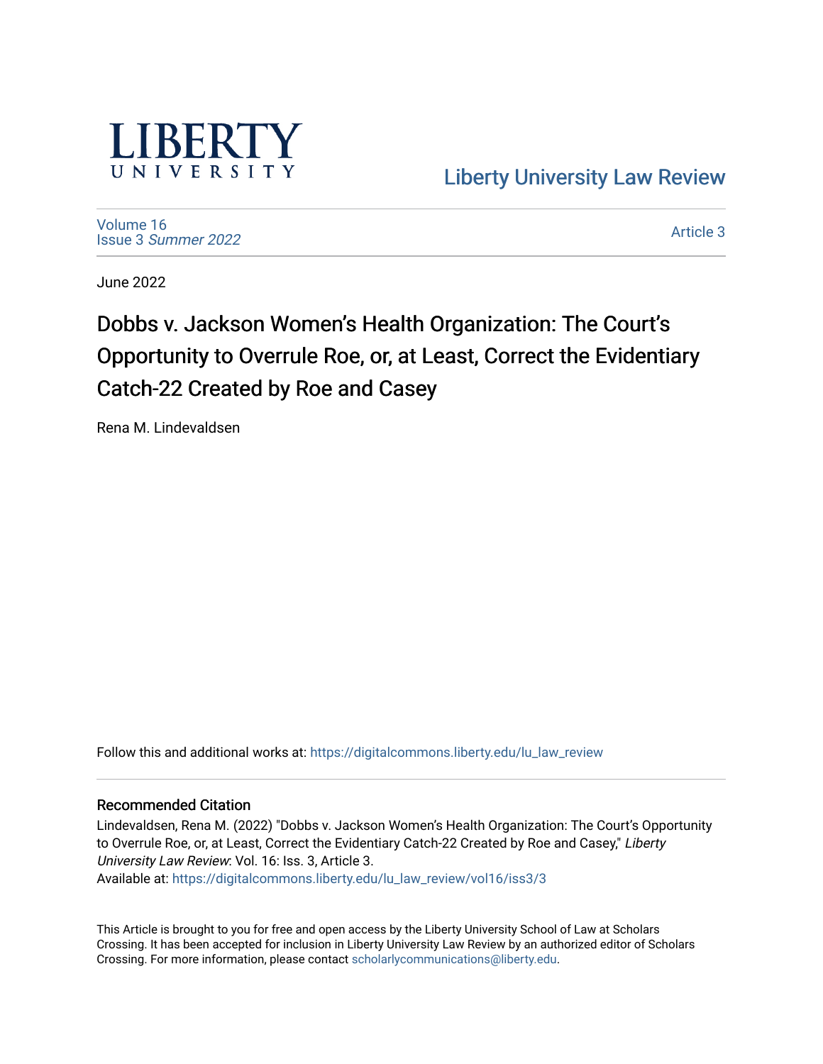LIBERTY UNIVERSITY

Liberty University Law Review

Volume 16
Issue 3 *Summer 2022*

Article 3

June 2022

# Dobbs v. Jackson Women's Health Organization: The Court's Opportunity to Overrule Roe, or, at Least, Correct the Evidentiary Catch-22 Created by Roe and Casey

Rena M. Lindevaldsen

Follow this and additional works at: https://digitalcommons.liberty.edu/lu_law_review

### Recommended Citation

Lindevaldsen, Rena M. (2022) "Dobbs v. Jackson Women's Health Organization: The Court's Opportunity to Overrule Roe, or, at Least, Correct the Evidentiary Catch-22 Created by Roe and Casey," *Liberty University Law Review*: Vol. 16: Iss. 3, Article 3.
Available at: https://digitalcommons.liberty.edu/lu_law_review/vol16/iss3/3

This Article is brought to you for free and open access by the Liberty University School of Law at Scholars Crossing. It has been accepted for inclusion in Liberty University Law Review by an authorized editor of Scholars Crossing. For more information, please contact scholarlycommunications@liberty.edu.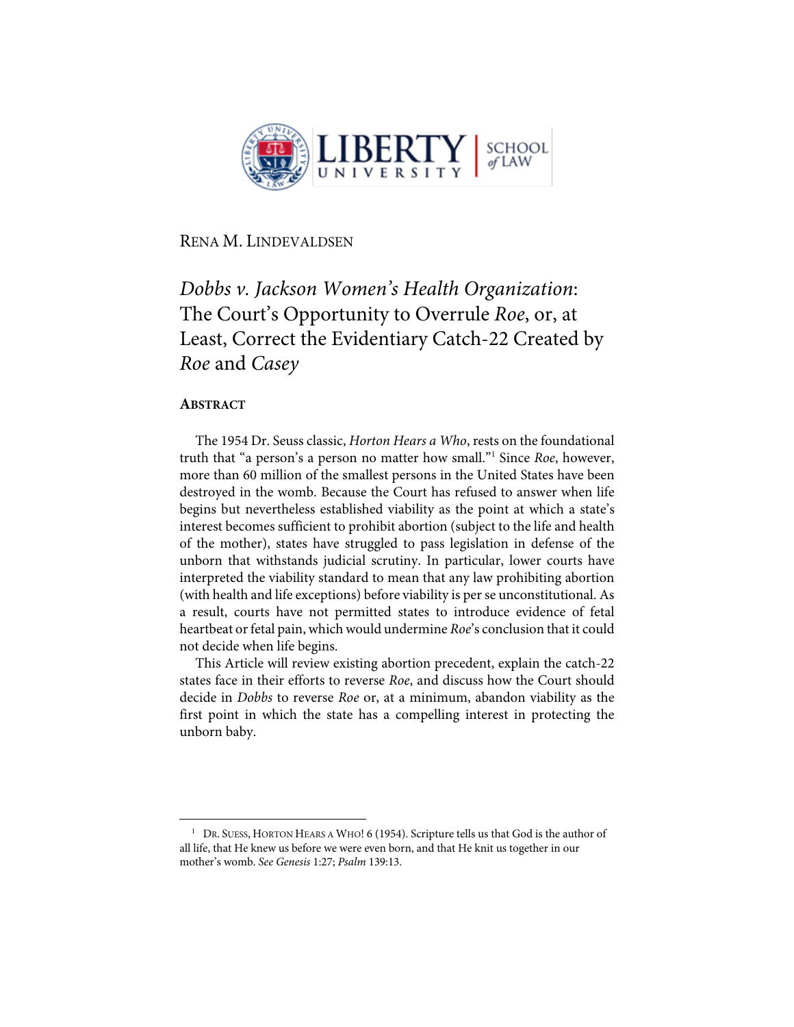Rena M. Lindevaldsen

# *Dobbs v. Jackson Women's Health Organization*: The Court's Opportunity to Overrule *Roe*, or, at Least, Correct the Evidentiary Catch-22 Created by *Roe* and *Casey*

## Abstract

The 1954 Dr. Seuss classic, *Horton Hears a Who*, rests on the foundational truth that "a person's a person no matter how small."[1] Since *Roe*, however, more than 60 million of the smallest persons in the United States have been destroyed in the womb. Because the Court has refused to answer when life begins but nevertheless established viability as the point at which a state's interest becomes sufficient to prohibit abortion (subject to the life and health of the mother), states have struggled to pass legislation in defense of the unborn that withstands judicial scrutiny. In particular, lower courts have interpreted the viability standard to mean that any law prohibiting abortion (with health and life exceptions) before viability is per se unconstitutional. As a result, courts have not permitted states to introduce evidence of fetal heartbeat or fetal pain, which would undermine *Roe*'s conclusion that it could not decide when life begins.

This Article will review existing abortion precedent, explain the catch-22 states face in their efforts to reverse *Roe*, and discuss how the Court should decide in *Dobbs* to reverse *Roe* or, at a minimum, abandon viability as the first point in which the state has a compelling interest in protecting the unborn baby.

---

[1] Dr. Suess, Horton Hears a Who! 6 (1954). Scripture tells us that God is the author of all life, that He knew us before we were even born, and that He knit us together in our mother's womb. *See Genesis* 1:27; *Psalm* 139:13.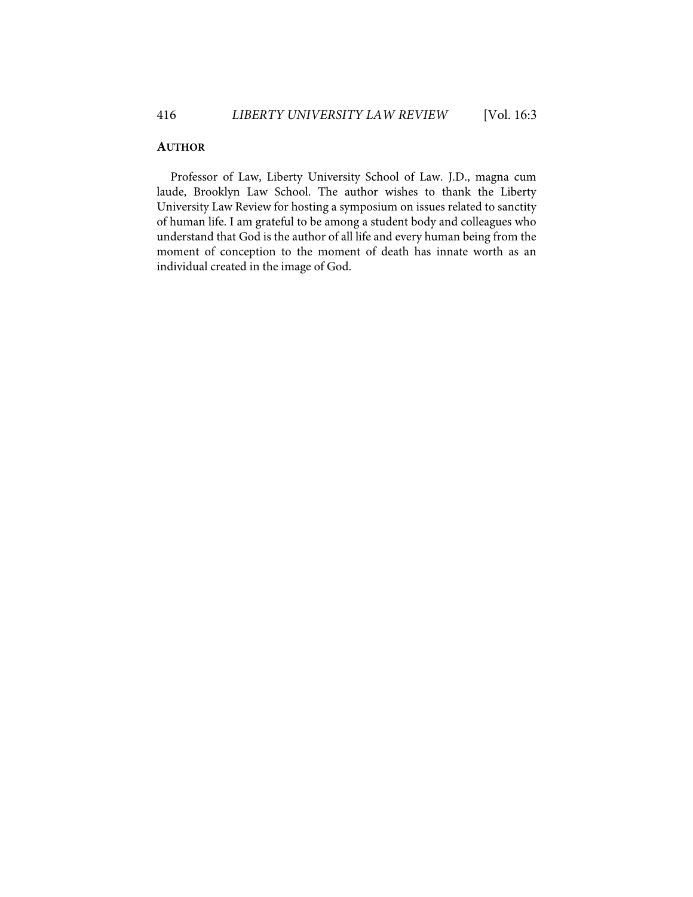**AUTHOR**

Professor of Law, Liberty University School of Law. J.D., magna cum laude, Brooklyn Law School. The author wishes to thank the Liberty University Law Review for hosting a symposium on issues related to sanctity of human life. I am grateful to be among a student body and colleagues who understand that God is the author of all life and every human being from the moment of conception to the moment of death has innate worth as an individual created in the image of God.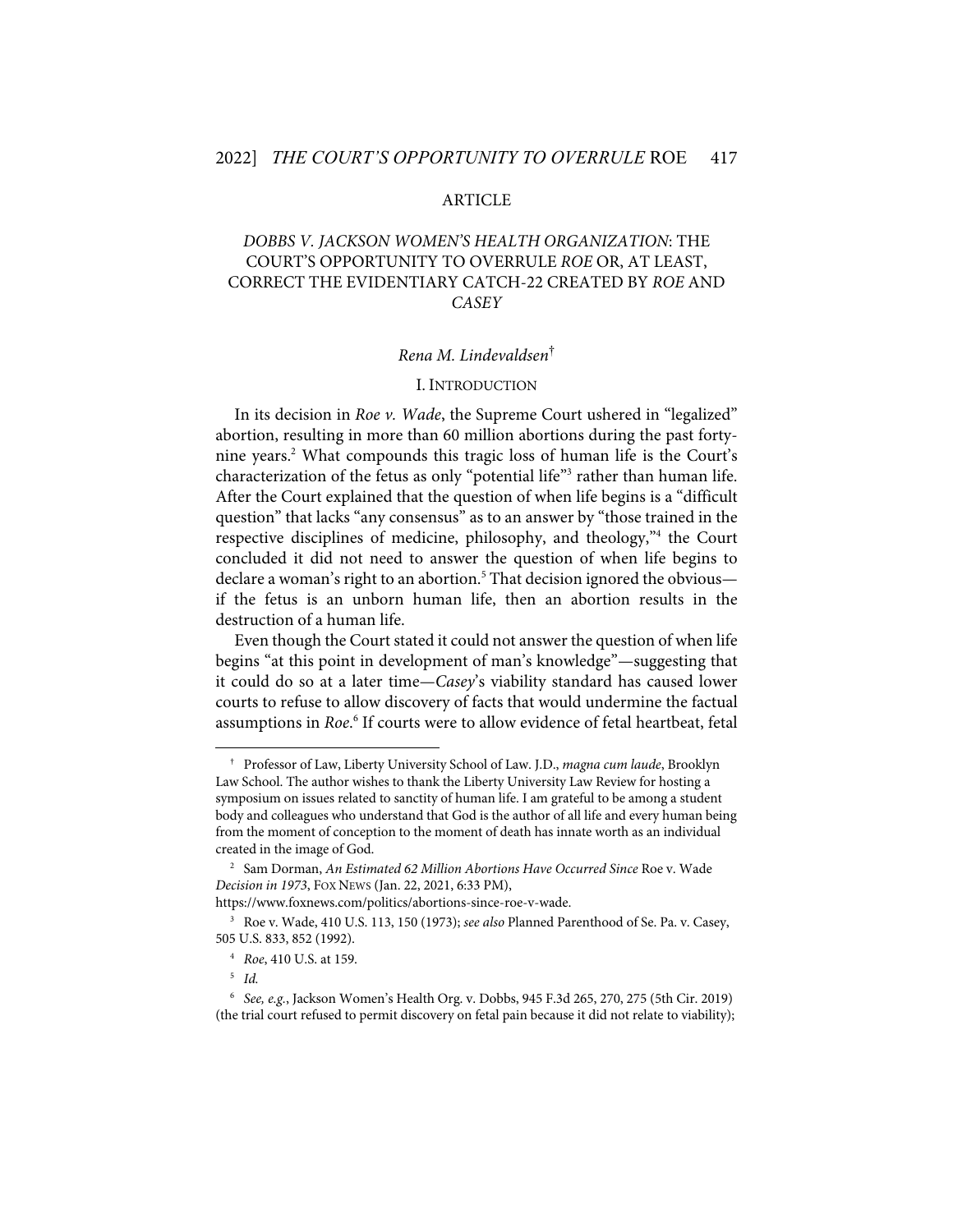ARTICLE

# *DOBBS V. JACKSON WOMEN'S HEALTH ORGANIZATION*: THE COURT'S OPPORTUNITY TO OVERRULE *ROE* OR, AT LEAST, CORRECT THE EVIDENTIARY CATCH-22 CREATED BY *ROE* AND *CASEY*

*Rena M. Lindevaldsen*[†]

## I. INTRODUCTION

In its decision in *Roe v. Wade*, the Supreme Court ushered in "legalized" abortion, resulting in more than 60 million abortions during the past forty-nine years.[2] What compounds this tragic loss of human life is the Court's characterization of the fetus as only "potential life"[3] rather than human life. After the Court explained that the question of when life begins is a "difficult question" that lacks "any consensus" as to an answer by "those trained in the respective disciplines of medicine, philosophy, and theology,"[4] the Court concluded it did not need to answer the question of when life begins to declare a woman's right to an abortion.[5] That decision ignored the obvious—if the fetus is an unborn human life, then an abortion results in the destruction of a human life.

Even though the Court stated it could not answer the question of when life begins "at this point in development of man's knowledge"—suggesting that it could do so at a later time—*Casey*'s viability standard has caused lower courts to refuse to allow discovery of facts that would undermine the factual assumptions in *Roe*.[6] If courts were to allow evidence of fetal heartbeat, fetal

---

[†] Professor of Law, Liberty University School of Law. J.D., *magna cum laude*, Brooklyn Law School. The author wishes to thank the Liberty University Law Review for hosting a symposium on issues related to sanctity of human life. I am grateful to be among a student body and colleagues who understand that God is the author of all life and every human being from the moment of conception to the moment of death has innate worth as an individual created in the image of God.

[2] Sam Dorman, *An Estimated 62 Million Abortions Have Occurred Since* Roe v. Wade *Decision in 1973*, FOX NEWS (Jan. 22, 2021, 6:33 PM), https://www.foxnews.com/politics/abortions-since-roe-v-wade.

[3] Roe v. Wade, 410 U.S. 113, 150 (1973); *see also* Planned Parenthood of Se. Pa. v. Casey, 505 U.S. 833, 852 (1992).

[4] *Roe*, 410 U.S. at 159.

[5] *Id.*

[6] *See, e.g.*, Jackson Women's Health Org. v. Dobbs, 945 F.3d 265, 270, 275 (5th Cir. 2019) (the trial court refused to permit discovery on fetal pain because it did not relate to viability);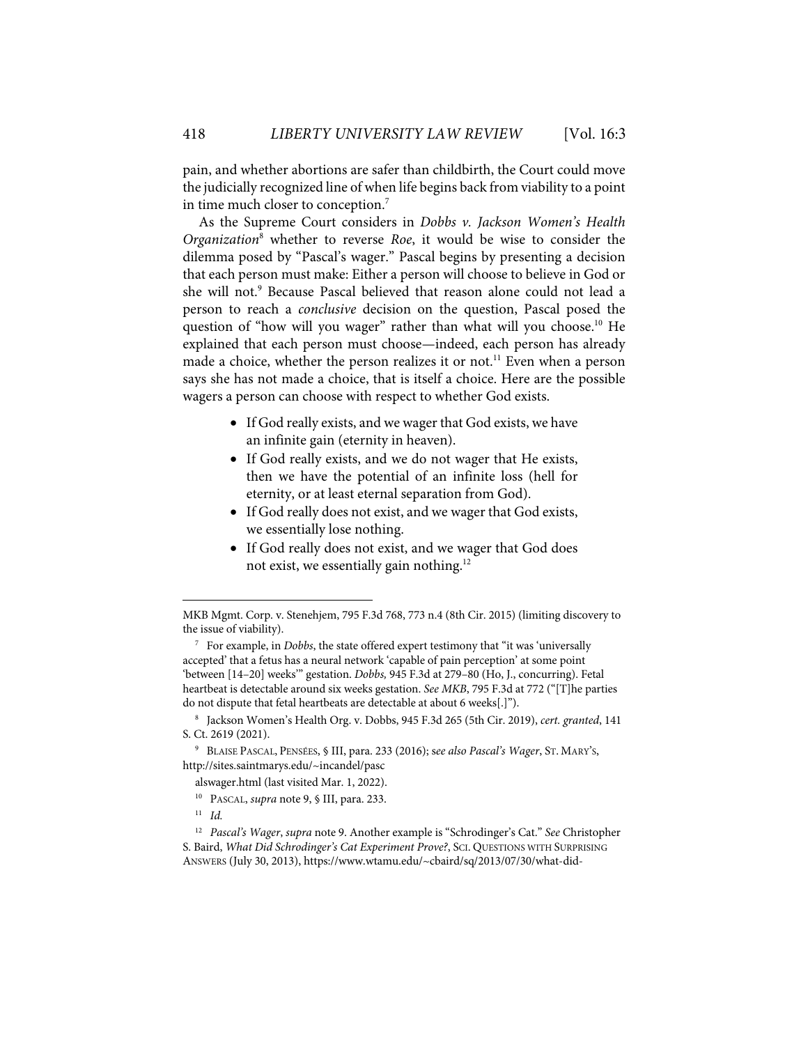pain, and whether abortions are safer than childbirth, the Court could move the judicially recognized line of when life begins back from viability to a point in time much closer to conception.[7]

As the Supreme Court considers in *Dobbs v. Jackson Women's Health Organization*[8] whether to reverse *Roe*, it would be wise to consider the dilemma posed by "Pascal's wager." Pascal begins by presenting a decision that each person must make: Either a person will choose to believe in God or she will not.[9] Because Pascal believed that reason alone could not lead a person to reach a *conclusive* decision on the question, Pascal posed the question of "how will you wager" rather than what will you choose.[10] He explained that each person must choose—indeed, each person has already made a choice, whether the person realizes it or not.[11] Even when a person says she has not made a choice, that is itself a choice. Here are the possible wagers a person can choose with respect to whether God exists.

- If God really exists, and we wager that God exists, we have an infinite gain (eternity in heaven).
- If God really exists, and we do not wager that He exists, then we have the potential of an infinite loss (hell for eternity, or at least eternal separation from God).
- If God really does not exist, and we wager that God exists, we essentially lose nothing.
- If God really does not exist, and we wager that God does not exist, we essentially gain nothing.[12]

---

MKB Mgmt. Corp. v. Stenehjem, 795 F.3d 768, 773 n.4 (8th Cir. 2015) (limiting discovery to the issue of viability).

[7] For example, in *Dobbs*, the state offered expert testimony that "it was 'universally accepted' that a fetus has a neural network 'capable of pain perception' at some point 'between [14–20] weeks'" gestation. *Dobbs,* 945 F.3d at 279–80 (Ho, J., concurring). Fetal heartbeat is detectable around six weeks gestation. *See MKB*, 795 F.3d at 772 ("[T]he parties do not dispute that fetal heartbeats are detectable at about 6 weeks[.]").

[8] Jackson Women's Health Org. v. Dobbs, 945 F.3d 265 (5th Cir. 2019), *cert. granted*, 141 S. Ct. 2619 (2021).

[9] BLAISE PASCAL, PENSÉES, § III, para. 233 (2016); s*ee also Pascal's Wager*, ST. MARY'S, http://sites.saintmarys.edu/~incandel/pascalswager.html (last visited Mar. 1, 2022).

[10] PASCAL, *supra* note 9, § III, para. 233.

[11] *Id.*

[12] *Pascal's Wager*, *supra* note 9. Another example is "Schrodinger's Cat." *See* Christopher S. Baird, *What Did Schrodinger's Cat Experiment Prove?*, SCI. QUESTIONS WITH SURPRISING ANSWERS (July 30, 2013), https://www.wtamu.edu/~cbaird/sq/2013/07/30/what-did-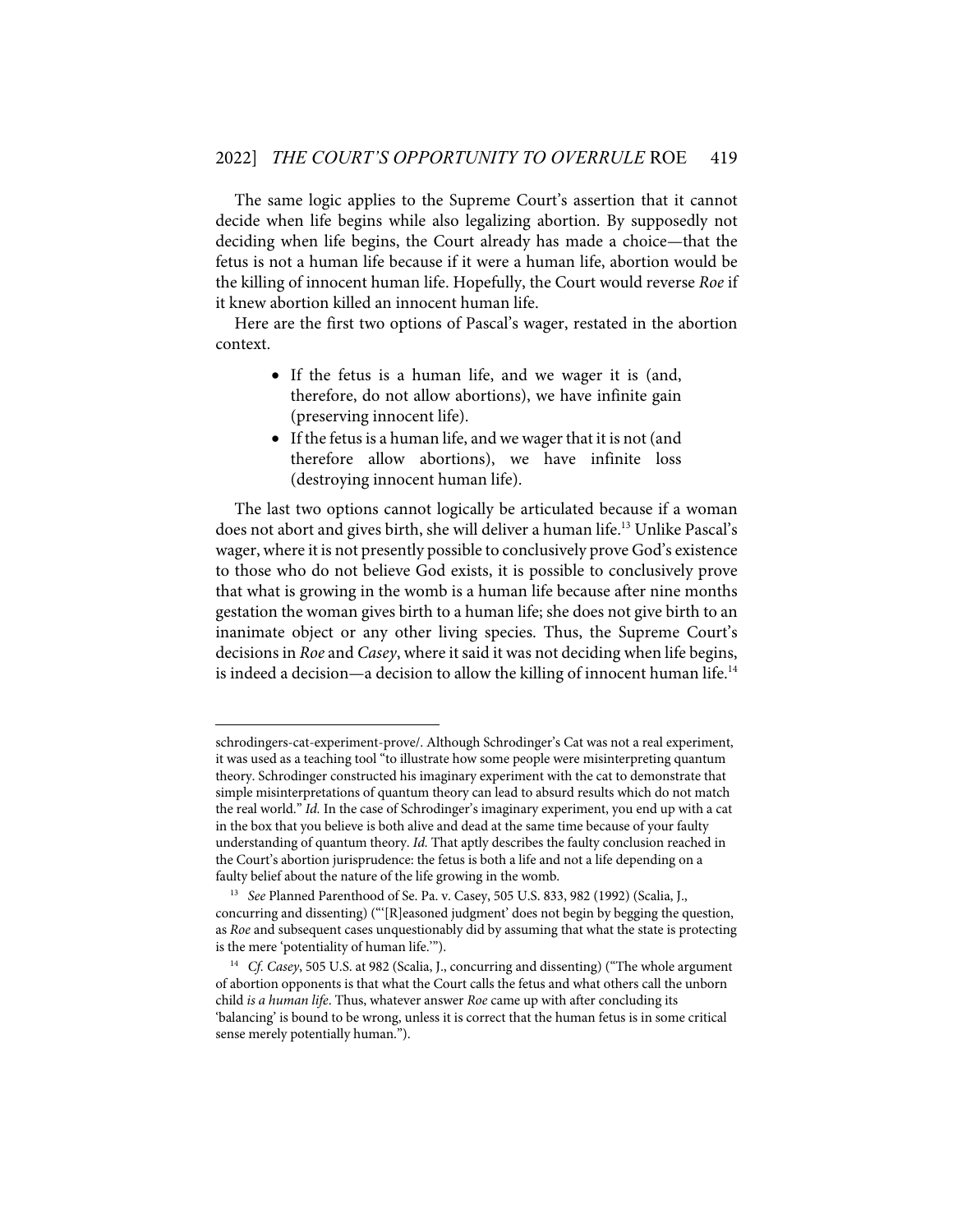The same logic applies to the Supreme Court's assertion that it cannot decide when life begins while also legalizing abortion. By supposedly not deciding when life begins, the Court already has made a choice—that the fetus is not a human life because if it were a human life, abortion would be the killing of innocent human life. Hopefully, the Court would reverse *Roe* if it knew abortion killed an innocent human life.

Here are the first two options of Pascal's wager, restated in the abortion context.

- If the fetus is a human life, and we wager it is (and, therefore, do not allow abortions), we have infinite gain (preserving innocent life).
- If the fetus is a human life, and we wager that it is not (and therefore allow abortions), we have infinite loss (destroying innocent human life).

The last two options cannot logically be articulated because if a woman does not abort and gives birth, she will deliver a human life.[13] Unlike Pascal's wager, where it is not presently possible to conclusively prove God's existence to those who do not believe God exists, it is possible to conclusively prove that what is growing in the womb is a human life because after nine months gestation the woman gives birth to a human life; she does not give birth to an inanimate object or any other living species. Thus, the Supreme Court's decisions in *Roe* and *Casey*, where it said it was not deciding when life begins, is indeed a decision—a decision to allow the killing of innocent human life.[14]

---

schrodingers-cat-experiment-prove/. Although Schrodinger's Cat was not a real experiment, it was used as a teaching tool "to illustrate how some people were misinterpreting quantum theory. Schrodinger constructed his imaginary experiment with the cat to demonstrate that simple misinterpretations of quantum theory can lead to absurd results which do not match the real world." *Id.* In the case of Schrodinger's imaginary experiment, you end up with a cat in the box that you believe is both alive and dead at the same time because of your faulty understanding of quantum theory. *Id.* That aptly describes the faulty conclusion reached in the Court's abortion jurisprudence: the fetus is both a life and not a life depending on a faulty belief about the nature of the life growing in the womb.

[13] *See* Planned Parenthood of Se. Pa. v. Casey, 505 U.S. 833, 982 (1992) (Scalia, J., concurring and dissenting) ("'[R]easoned judgment' does not begin by begging the question, as *Roe* and subsequent cases unquestionably did by assuming that what the state is protecting is the mere 'potentiality of human life.'").

[14] *Cf. Casey*, 505 U.S. at 982 (Scalia, J., concurring and dissenting) ("The whole argument of abortion opponents is that what the Court calls the fetus and what others call the unborn child *is a human life*. Thus, whatever answer *Roe* came up with after concluding its 'balancing' is bound to be wrong, unless it is correct that the human fetus is in some critical sense merely potentially human.").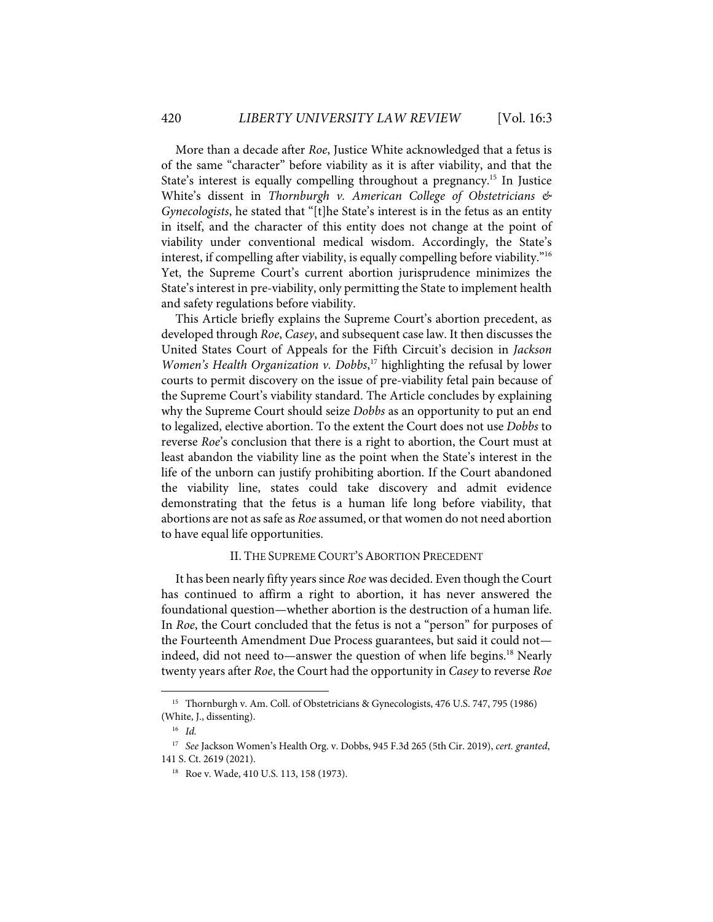More than a decade after *Roe*, Justice White acknowledged that a fetus is of the same "character" before viability as it is after viability, and that the State's interest is equally compelling throughout a pregnancy.[15] In Justice White's dissent in *Thornburgh v. American College of Obstetricians & Gynecologists*, he stated that "[t]he State's interest is in the fetus as an entity in itself, and the character of this entity does not change at the point of viability under conventional medical wisdom. Accordingly, the State's interest, if compelling after viability, is equally compelling before viability."[16] Yet, the Supreme Court's current abortion jurisprudence minimizes the State's interest in pre-viability, only permitting the State to implement health and safety regulations before viability.

This Article briefly explains the Supreme Court's abortion precedent, as developed through *Roe*, *Casey*, and subsequent case law. It then discusses the United States Court of Appeals for the Fifth Circuit's decision in *Jackson Women's Health Organization v. Dobbs*,[17] highlighting the refusal by lower courts to permit discovery on the issue of pre-viability fetal pain because of the Supreme Court's viability standard. The Article concludes by explaining why the Supreme Court should seize *Dobbs* as an opportunity to put an end to legalized, elective abortion. To the extent the Court does not use *Dobbs* to reverse *Roe*'s conclusion that there is a right to abortion, the Court must at least abandon the viability line as the point when the State's interest in the life of the unborn can justify prohibiting abortion. If the Court abandoned the viability line, states could take discovery and admit evidence demonstrating that the fetus is a human life long before viability, that abortions are not as safe as *Roe* assumed, or that women do not need abortion to have equal life opportunities.

## II. The Supreme Court's Abortion Precedent

It has been nearly fifty years since *Roe* was decided. Even though the Court has continued to affirm a right to abortion, it has never answered the foundational question—whether abortion is the destruction of a human life. In *Roe*, the Court concluded that the fetus is not a "person" for purposes of the Fourteenth Amendment Due Process guarantees, but said it could not—indeed, did not need to—answer the question of when life begins.[18] Nearly twenty years after *Roe*, the Court had the opportunity in *Casey* to reverse *Roe*

---

[15] Thornburgh v. Am. Coll. of Obstetricians & Gynecologists, 476 U.S. 747, 795 (1986) (White, J., dissenting).

[16] *Id.*

[17] *See* Jackson Women's Health Org. v. Dobbs, 945 F.3d 265 (5th Cir. 2019), *cert. granted*, 141 S. Ct. 2619 (2021).

[18] Roe v. Wade, 410 U.S. 113, 158 (1973).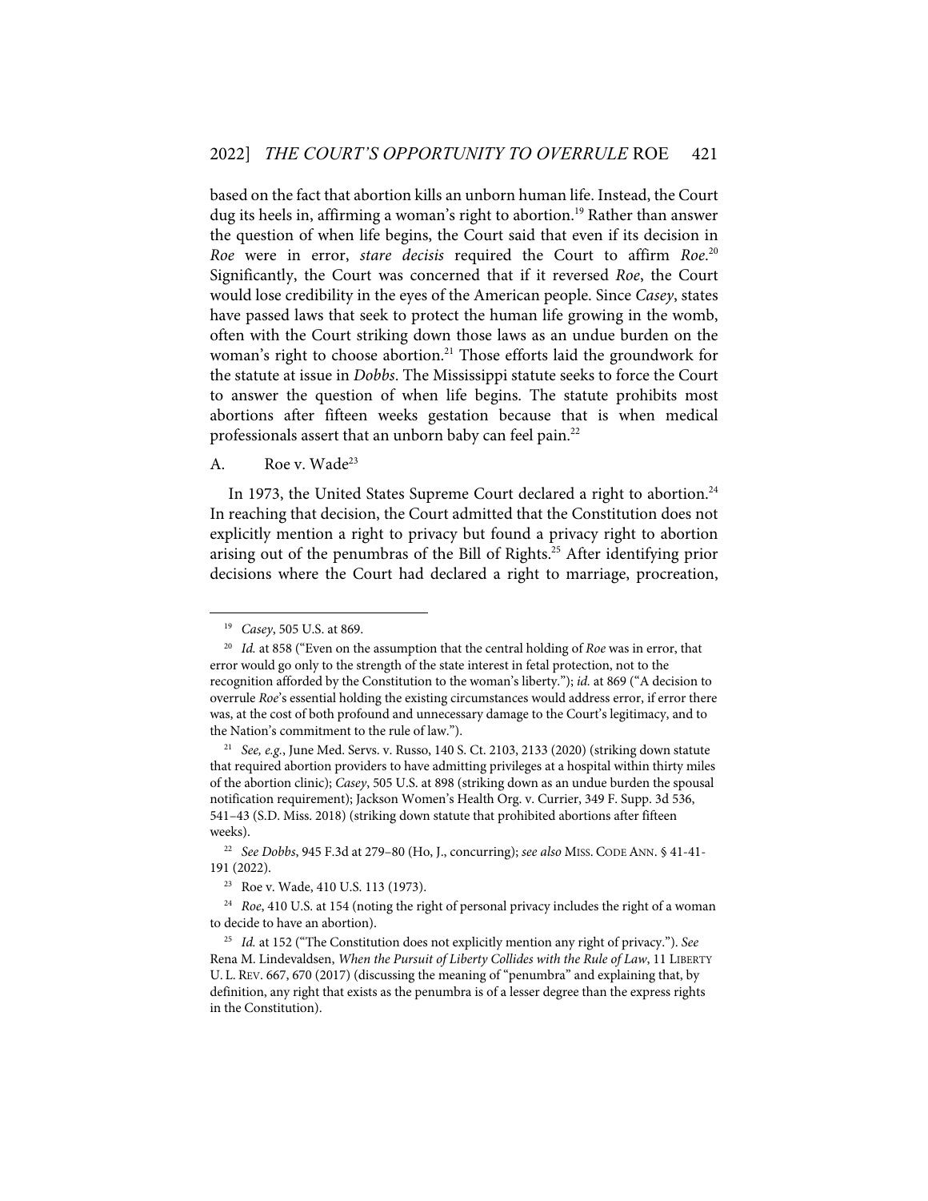based on the fact that abortion kills an unborn human life. Instead, the Court dug its heels in, affirming a woman's right to abortion.[19] Rather than answer the question of when life begins, the Court said that even if its decision in *Roe* were in error, *stare decisis* required the Court to affirm *Roe*.[20] Significantly, the Court was concerned that if it reversed *Roe*, the Court would lose credibility in the eyes of the American people. Since *Casey*, states have passed laws that seek to protect the human life growing in the womb, often with the Court striking down those laws as an undue burden on the woman's right to choose abortion.[21] Those efforts laid the groundwork for the statute at issue in *Dobbs*. The Mississippi statute seeks to force the Court to answer the question of when life begins. The statute prohibits most abortions after fifteen weeks gestation because that is when medical professionals assert that an unborn baby can feel pain.[22]

### A. Roe v. Wade[23]

In 1973, the United States Supreme Court declared a right to abortion.[24] In reaching that decision, the Court admitted that the Constitution does not explicitly mention a right to privacy but found a privacy right to abortion arising out of the penumbras of the Bill of Rights.[25] After identifying prior decisions where the Court had declared a right to marriage, procreation,

---

[19] *Casey*, 505 U.S. at 869.

[20] *Id.* at 858 ("Even on the assumption that the central holding of *Roe* was in error, that error would go only to the strength of the state interest in fetal protection, not to the recognition afforded by the Constitution to the woman's liberty."); *id.* at 869 ("A decision to overrule *Roe*'s essential holding the existing circumstances would address error, if error there was, at the cost of both profound and unnecessary damage to the Court's legitimacy, and to the Nation's commitment to the rule of law.").

[21] *See, e.g.*, June Med. Servs. v. Russo, 140 S. Ct. 2103, 2133 (2020) (striking down statute that required abortion providers to have admitting privileges at a hospital within thirty miles of the abortion clinic); *Casey*, 505 U.S. at 898 (striking down as an undue burden the spousal notification requirement); Jackson Women's Health Org. v. Currier, 349 F. Supp. 3d 536, 541–43 (S.D. Miss. 2018) (striking down statute that prohibited abortions after fifteen weeks).

[22] *See Dobbs*, 945 F.3d at 279–80 (Ho, J., concurring); *see also* MISS. CODE ANN. § 41-41-191 (2022).

[23] Roe v. Wade, 410 U.S. 113 (1973).

[24] *Roe*, 410 U.S. at 154 (noting the right of personal privacy includes the right of a woman to decide to have an abortion).

[25] *Id.* at 152 ("The Constitution does not explicitly mention any right of privacy."). *See* Rena M. Lindevaldsen, *When the Pursuit of Liberty Collides with the Rule of Law*, 11 LIBERTY U. L. REV. 667, 670 (2017) (discussing the meaning of "penumbra" and explaining that, by definition, any right that exists as the penumbra is of a lesser degree than the express rights in the Constitution).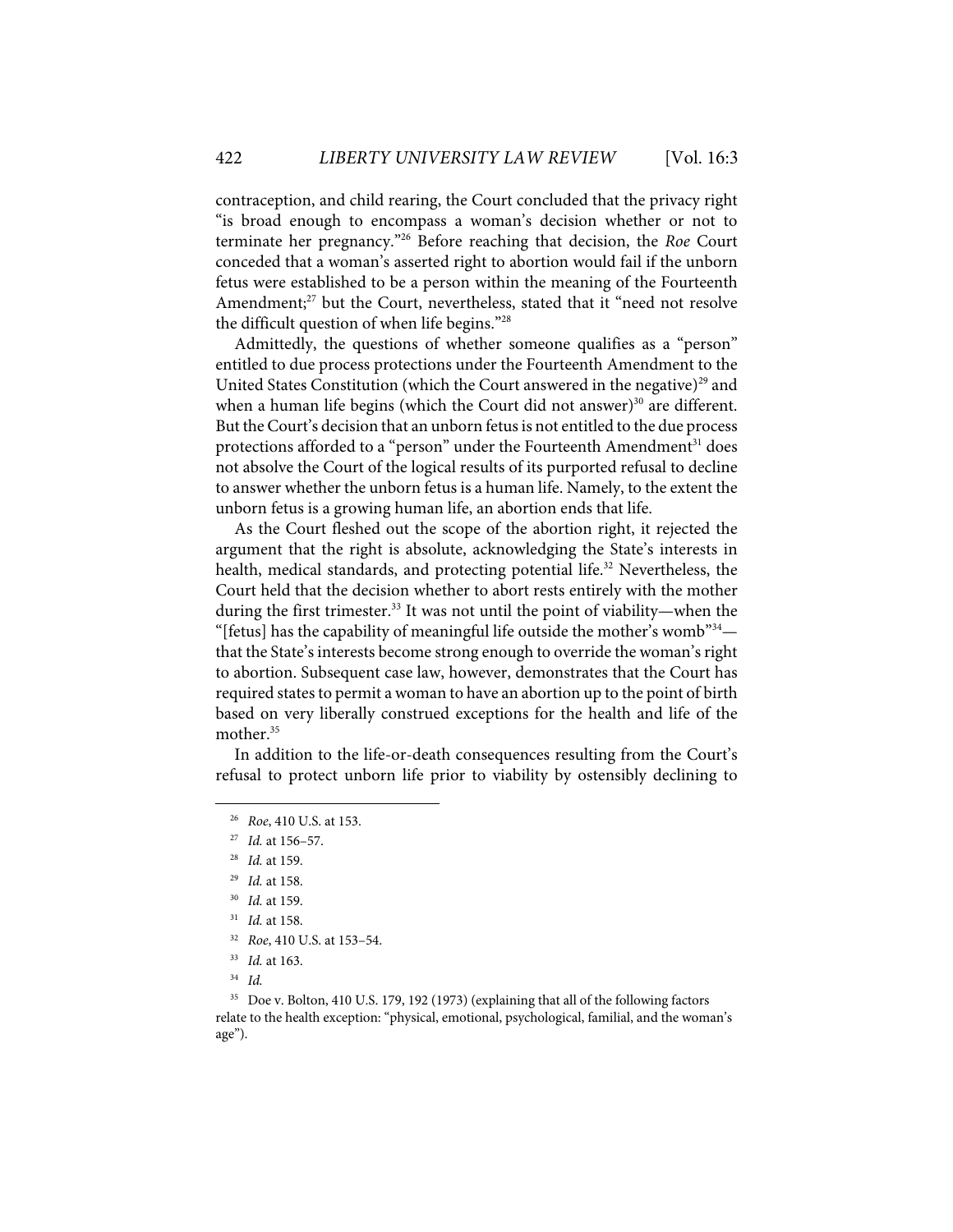contraception, and child rearing, the Court concluded that the privacy right "is broad enough to encompass a woman's decision whether or not to terminate her pregnancy."[26] Before reaching that decision, the *Roe* Court conceded that a woman's asserted right to abortion would fail if the unborn fetus were established to be a person within the meaning of the Fourteenth Amendment;[27] but the Court, nevertheless, stated that it "need not resolve the difficult question of when life begins."[28]

Admittedly, the questions of whether someone qualifies as a "person" entitled to due process protections under the Fourteenth Amendment to the United States Constitution (which the Court answered in the negative)[29] and when a human life begins (which the Court did not answer)[30] are different. But the Court's decision that an unborn fetus is not entitled to the due process protections afforded to a "person" under the Fourteenth Amendment[31] does not absolve the Court of the logical results of its purported refusal to decline to answer whether the unborn fetus is a human life. Namely, to the extent the unborn fetus is a growing human life, an abortion ends that life.

As the Court fleshed out the scope of the abortion right, it rejected the argument that the right is absolute, acknowledging the State's interests in health, medical standards, and protecting potential life.[32] Nevertheless, the Court held that the decision whether to abort rests entirely with the mother during the first trimester.[33] It was not until the point of viability—when the "[fetus] has the capability of meaningful life outside the mother's womb"[34]—that the State's interests become strong enough to override the woman's right to abortion. Subsequent case law, however, demonstrates that the Court has required states to permit a woman to have an abortion up to the point of birth based on very liberally construed exceptions for the health and life of the mother.[35]

In addition to the life-or-death consequences resulting from the Court's refusal to protect unborn life prior to viability by ostensibly declining to

---

[26] *Roe*, 410 U.S. at 153.

[27] *Id.* at 156–57.

[28] *Id.* at 159.

[29] *Id.* at 158.

[30] *Id.* at 159.

[31] *Id.* at 158.

[32] *Roe*, 410 U.S. at 153–54.

[33] *Id.* at 163.

[34] *Id.*

[35] Doe v. Bolton, 410 U.S. 179, 192 (1973) (explaining that all of the following factors relate to the health exception: "physical, emotional, psychological, familial, and the woman's age").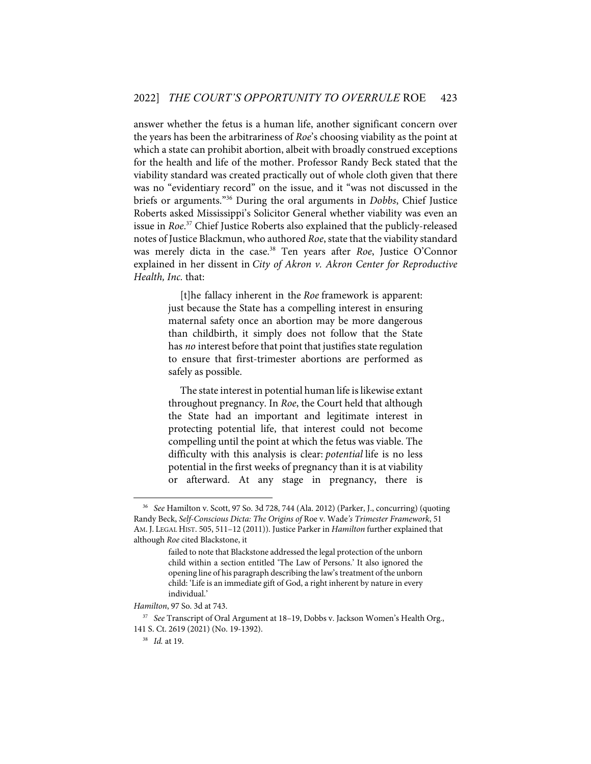answer whether the fetus is a human life, another significant concern over the years has been the arbitrariness of *Roe*'s choosing viability as the point at which a state can prohibit abortion, albeit with broadly construed exceptions for the health and life of the mother. Professor Randy Beck stated that the viability standard was created practically out of whole cloth given that there was no "evidentiary record" on the issue, and it "was not discussed in the briefs or arguments."[36] During the oral arguments in *Dobbs*, Chief Justice Roberts asked Mississippi's Solicitor General whether viability was even an issue in *Roe*.[37] Chief Justice Roberts also explained that the publicly-released notes of Justice Blackmun, who authored *Roe*, state that the viability standard was merely dicta in the case.[38] Ten years after *Roe*, Justice O'Connor explained in her dissent in *City of Akron v. Akron Center for Reproductive Health, Inc.* that:

> [t]he fallacy inherent in the *Roe* framework is apparent: just because the State has a compelling interest in ensuring maternal safety once an abortion may be more dangerous than childbirth, it simply does not follow that the State has *no* interest before that point that justifies state regulation to ensure that first-trimester abortions are performed as safely as possible.
>
> The state interest in potential human life is likewise extant throughout pregnancy. In *Roe*, the Court held that although the State had an important and legitimate interest in protecting potential life, that interest could not become compelling until the point at which the fetus was viable. The difficulty with this analysis is clear: *potential* life is no less potential in the first weeks of pregnancy than it is at viability or afterward. At any stage in pregnancy, there is

---

[36] *See* Hamilton v. Scott, 97 So. 3d 728, 744 (Ala. 2012) (Parker, J., concurring) (quoting Randy Beck, *Self-Conscious Dicta: The Origins of* Roe v. Wade*'s Trimester Framework*, 51 AM. J. LEGAL HIST. 505, 511–12 (2011)). Justice Parker in *Hamilton* further explained that although *Roe* cited Blackstone, it

> failed to note that Blackstone addressed the legal protection of the unborn child within a section entitled 'The Law of Persons.' It also ignored the opening line of his paragraph describing the law's treatment of the unborn child: 'Life is an immediate gift of God, a right inherent by nature in every individual.'

*Hamilton*, 97 So. 3d at 743.

[37] *See* Transcript of Oral Argument at 18–19, Dobbs v. Jackson Women's Health Org., 141 S. Ct. 2619 (2021) (No. 19-1392).

[38] *Id.* at 19.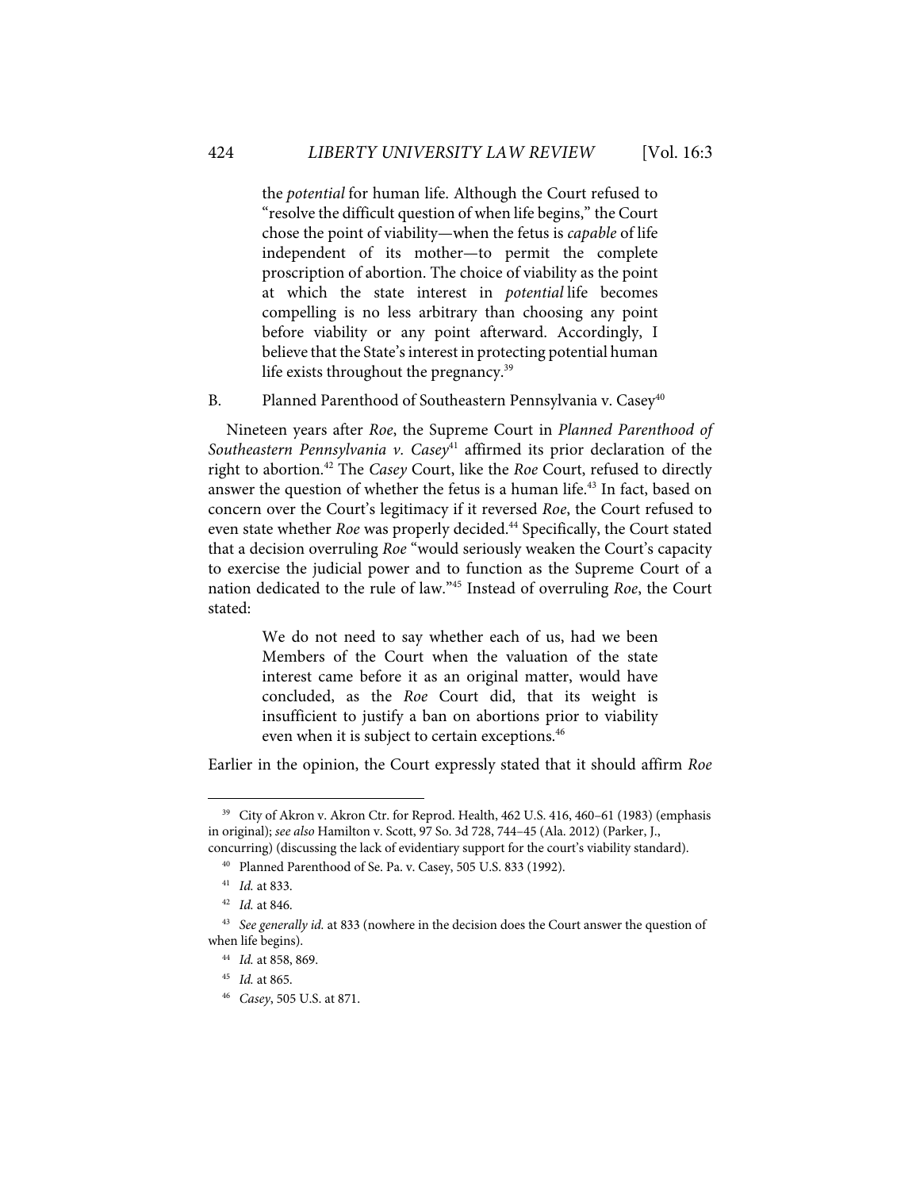> the *potential* for human life. Although the Court refused to "resolve the difficult question of when life begins," the Court chose the point of viability—when the fetus is *capable* of life independent of its mother—to permit the complete proscription of abortion. The choice of viability as the point at which the state interest in *potential* life becomes compelling is no less arbitrary than choosing any point before viability or any point afterward. Accordingly, I believe that the State's interest in protecting potential human life exists throughout the pregnancy.[39]

### B. Planned Parenthood of Southeastern Pennsylvania v. Casey[40]

Nineteen years after *Roe*, the Supreme Court in *Planned Parenthood of Southeastern Pennsylvania v. Casey*[41] affirmed its prior declaration of the right to abortion.[42] The *Casey* Court, like the *Roe* Court, refused to directly answer the question of whether the fetus is a human life.[43] In fact, based on concern over the Court's legitimacy if it reversed *Roe*, the Court refused to even state whether *Roe* was properly decided.[44] Specifically, the Court stated that a decision overruling *Roe* "would seriously weaken the Court's capacity to exercise the judicial power and to function as the Supreme Court of a nation dedicated to the rule of law."[45] Instead of overruling *Roe*, the Court stated:

> We do not need to say whether each of us, had we been Members of the Court when the valuation of the state interest came before it as an original matter, would have concluded, as the *Roe* Court did, that its weight is insufficient to justify a ban on abortions prior to viability even when it is subject to certain exceptions.[46]

Earlier in the opinion, the Court expressly stated that it should affirm *Roe*

---

[39] City of Akron v. Akron Ctr. for Reprod. Health, 462 U.S. 416, 460–61 (1983) (emphasis in original); *see also* Hamilton v. Scott, 97 So. 3d 728, 744–45 (Ala. 2012) (Parker, J., concurring) (discussing the lack of evidentiary support for the court's viability standard).

[40] Planned Parenthood of Se. Pa. v. Casey, 505 U.S. 833 (1992).

[41] *Id.* at 833.

[42] *Id.* at 846.

[43] *See generally id.* at 833 (nowhere in the decision does the Court answer the question of when life begins).

[44] *Id.* at 858, 869.

[45] *Id.* at 865.

[46] *Casey*, 505 U.S. at 871.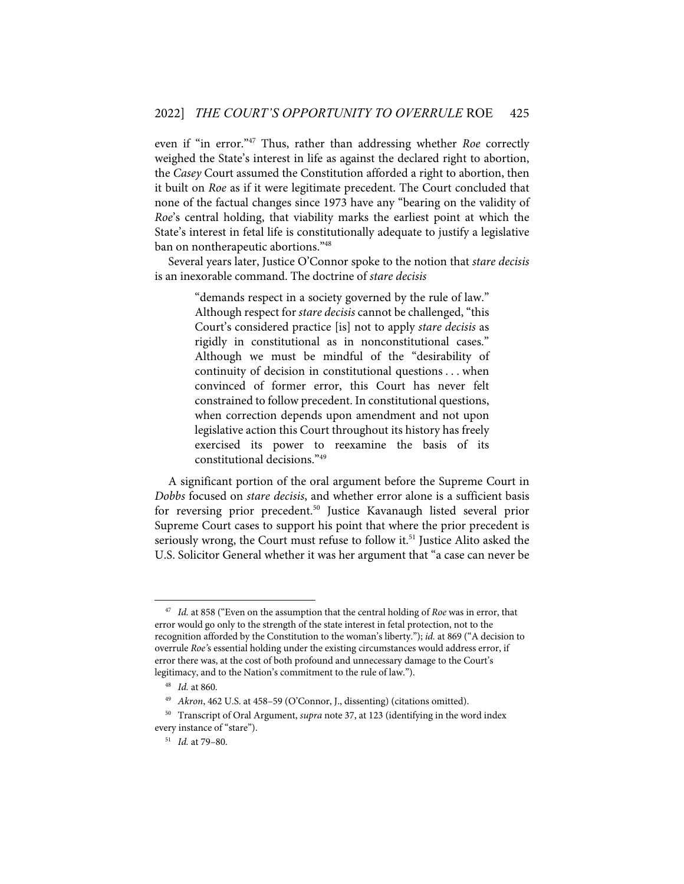even if "in error."[47] Thus, rather than addressing whether *Roe* correctly weighed the State's interest in life as against the declared right to abortion, the *Casey* Court assumed the Constitution afforded a right to abortion, then it built on *Roe* as if it were legitimate precedent. The Court concluded that none of the factual changes since 1973 have any "bearing on the validity of *Roe*'s central holding, that viability marks the earliest point at which the State's interest in fetal life is constitutionally adequate to justify a legislative ban on nontherapeutic abortions."[48]

Several years later, Justice O'Connor spoke to the notion that *stare decisis* is an inexorable command. The doctrine of *stare decisis*

> "demands respect in a society governed by the rule of law." Although respect for *stare decisis* cannot be challenged, "this Court's considered practice [is] not to apply *stare decisis* as rigidly in constitutional as in nonconstitutional cases." Although we must be mindful of the "desirability of continuity of decision in constitutional questions . . . when convinced of former error, this Court has never felt constrained to follow precedent. In constitutional questions, when correction depends upon amendment and not upon legislative action this Court throughout its history has freely exercised its power to reexamine the basis of its constitutional decisions."[49]

A significant portion of the oral argument before the Supreme Court in *Dobbs* focused on *stare decisis*, and whether error alone is a sufficient basis for reversing prior precedent.[50] Justice Kavanaugh listed several prior Supreme Court cases to support his point that where the prior precedent is seriously wrong, the Court must refuse to follow it.[51] Justice Alito asked the U.S. Solicitor General whether it was her argument that "a case can never be

---

[47] *Id.* at 858 ("Even on the assumption that the central holding of *Roe* was in error, that error would go only to the strength of the state interest in fetal protection, not to the recognition afforded by the Constitution to the woman's liberty."); *id.* at 869 ("A decision to overrule *Roe's* essential holding under the existing circumstances would address error, if error there was, at the cost of both profound and unnecessary damage to the Court's legitimacy, and to the Nation's commitment to the rule of law.").

[48] *Id.* at 860.

[49] *Akron*, 462 U.S. at 458–59 (O'Connor, J., dissenting) (citations omitted).

[50] Transcript of Oral Argument, *supra* note 37, at 123 (identifying in the word index every instance of "stare").

[51] *Id.* at 79–80.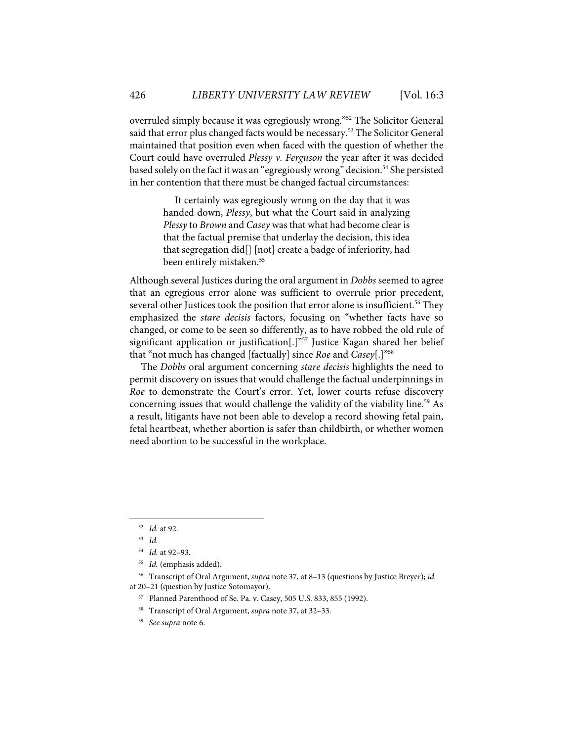overruled simply because it was egregiously wrong."[52] The Solicitor General said that error plus changed facts would be necessary.[53] The Solicitor General maintained that position even when faced with the question of whether the Court could have overruled *Plessy v. Ferguson* the year after it was decided based solely on the fact it was an "egregiously wrong" decision.[54] She persisted in her contention that there must be changed factual circumstances:

> It certainly was egregiously wrong on the day that it was handed down, *Plessy*, but what the Court said in analyzing *Plessy* to *Brown* and *Casey* was that what had become clear is that the factual premise that underlay the decision, this idea that segregation did[] [not] create a badge of inferiority, had been entirely mistaken.[55]

Although several Justices during the oral argument in *Dobbs* seemed to agree that an egregious error alone was sufficient to overrule prior precedent, several other Justices took the position that error alone is insufficient.[56] They emphasized the *stare decisis* factors, focusing on "whether facts have so changed, or come to be seen so differently, as to have robbed the old rule of significant application or justification[.]"[57] Justice Kagan shared her belief that "not much has changed [factually] since *Roe* and *Casey*[.]"[58]

The *Dobbs* oral argument concerning *stare decisis* highlights the need to permit discovery on issues that would challenge the factual underpinnings in *Roe* to demonstrate the Court's error. Yet, lower courts refuse discovery concerning issues that would challenge the validity of the viability line.[59] As a result, litigants have not been able to develop a record showing fetal pain, fetal heartbeat, whether abortion is safer than childbirth, or whether women need abortion to be successful in the workplace.

---

[52] *Id.* at 92.

[53] *Id.*

[54] *Id.* at 92–93.

[55] *Id.* (emphasis added).

[56] Transcript of Oral Argument, *supra* note 37, at 8–13 (questions by Justice Breyer); *id.* at 20–21 (question by Justice Sotomayor).

[57] Planned Parenthood of Se. Pa. v. Casey, 505 U.S. 833, 855 (1992).

[58] Transcript of Oral Argument, *supra* note 37, at 32–33.

[59] *See supra* note 6.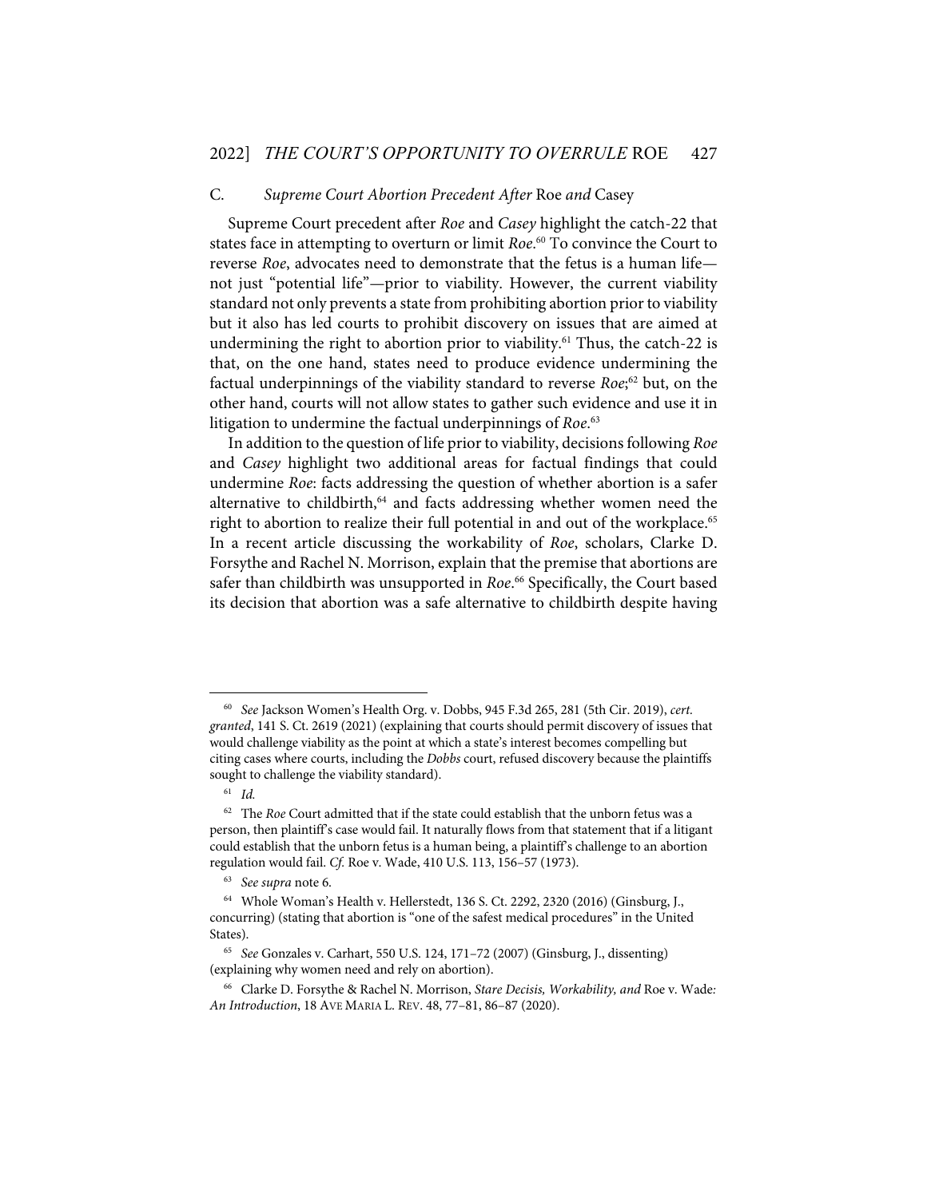### C. *Supreme Court Abortion Precedent After* Roe *and* Casey

Supreme Court precedent after *Roe* and *Casey* highlight the catch-22 that states face in attempting to overturn or limit *Roe*.[60] To convince the Court to reverse *Roe*, advocates need to demonstrate that the fetus is a human life—not just "potential life"—prior to viability. However, the current viability standard not only prevents a state from prohibiting abortion prior to viability but it also has led courts to prohibit discovery on issues that are aimed at undermining the right to abortion prior to viability.[61] Thus, the catch-22 is that, on the one hand, states need to produce evidence undermining the factual underpinnings of the viability standard to reverse *Roe*;[62] but, on the other hand, courts will not allow states to gather such evidence and use it in litigation to undermine the factual underpinnings of *Roe*.[63]

In addition to the question of life prior to viability, decisions following *Roe* and *Casey* highlight two additional areas for factual findings that could undermine *Roe*: facts addressing the question of whether abortion is a safer alternative to childbirth,[64] and facts addressing whether women need the right to abortion to realize their full potential in and out of the workplace.[65] In a recent article discussing the workability of *Roe*, scholars, Clarke D. Forsythe and Rachel N. Morrison, explain that the premise that abortions are safer than childbirth was unsupported in *Roe*.[66] Specifically, the Court based its decision that abortion was a safe alternative to childbirth despite having

---

[60] *See* Jackson Women's Health Org. v. Dobbs, 945 F.3d 265, 281 (5th Cir. 2019), *cert. granted*, 141 S. Ct. 2619 (2021) (explaining that courts should permit discovery of issues that would challenge viability as the point at which a state's interest becomes compelling but citing cases where courts, including the *Dobbs* court, refused discovery because the plaintiffs sought to challenge the viability standard).

[61] *Id.*

[62] The *Roe* Court admitted that if the state could establish that the unborn fetus was a person, then plaintiff's case would fail. It naturally flows from that statement that if a litigant could establish that the unborn fetus is a human being, a plaintiff's challenge to an abortion regulation would fail. *Cf.* Roe v. Wade, 410 U.S. 113, 156–57 (1973).

[63] *See supra* note 6.

[64] Whole Woman's Health v. Hellerstedt, 136 S. Ct. 2292, 2320 (2016) (Ginsburg, J., concurring) (stating that abortion is "one of the safest medical procedures" in the United States).

[65] *See* Gonzales v. Carhart, 550 U.S. 124, 171–72 (2007) (Ginsburg, J., dissenting) (explaining why women need and rely on abortion).

[66] Clarke D. Forsythe & Rachel N. Morrison, *Stare Decisis, Workability, and* Roe v. Wade*: An Introduction*, 18 AVE MARIA L. REV. 48, 77–81, 86–87 (2020).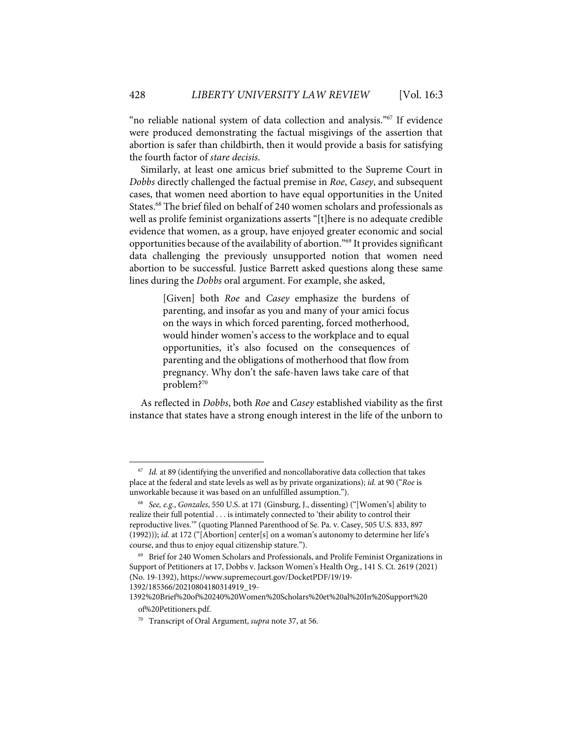"no reliable national system of data collection and analysis."[67] If evidence were produced demonstrating the factual misgivings of the assertion that abortion is safer than childbirth, then it would provide a basis for satisfying the fourth factor of *stare decisis*.

Similarly, at least one amicus brief submitted to the Supreme Court in *Dobbs* directly challenged the factual premise in *Roe*, *Casey*, and subsequent cases, that women need abortion to have equal opportunities in the United States.[68] The brief filed on behalf of 240 women scholars and professionals as well as prolife feminist organizations asserts "[t]here is no adequate credible evidence that women, as a group, have enjoyed greater economic and social opportunities because of the availability of abortion."[69] It provides significant data challenging the previously unsupported notion that women need abortion to be successful. Justice Barrett asked questions along these same lines during the *Dobbs* oral argument. For example, she asked,

> [Given] both *Roe* and *Casey* emphasize the burdens of parenting, and insofar as you and many of your amici focus on the ways in which forced parenting, forced motherhood, would hinder women's access to the workplace and to equal opportunities, it's also focused on the consequences of parenting and the obligations of motherhood that flow from pregnancy. Why don't the safe-haven laws take care of that problem?[70]

As reflected in *Dobbs*, both *Roe* and *Casey* established viability as the first instance that states have a strong enough interest in the life of the unborn to

---

[67] *Id.* at 89 (identifying the unverified and noncollaborative data collection that takes place at the federal and state levels as well as by private organizations); *id.* at 90 ("*Roe* is unworkable because it was based on an unfulfilled assumption.").

[68] *See, e.g.*, *Gonzales*, 550 U.S. at 171 (Ginsburg, J., dissenting) ("[Women's] ability to realize their full potential . . . is intimately connected to 'their ability to control their reproductive lives.'" (quoting Planned Parenthood of Se. Pa. v. Casey, 505 U.S. 833, 897 (1992))); *id.* at 172 ("[Abortion] center[s] on a woman's autonomy to determine her life's course, and thus to enjoy equal citizenship stature.").

[69] Brief for 240 Women Scholars and Professionals, and Prolife Feminist Organizations in Support of Petitioners at 17, Dobbs v. Jackson Women's Health Org., 141 S. Ct. 2619 (2021) (No. 19-1392), https://www.supremecourt.gov/DocketPDF/19/19-1392/185366/20210804180314919_19-1392%20Brief%20of%20240%20Women%20Scholars%20et%20al%20In%20Support%20of%20Petitioners.pdf.

[70] Transcript of Oral Argument, *supra* note 37, at 56.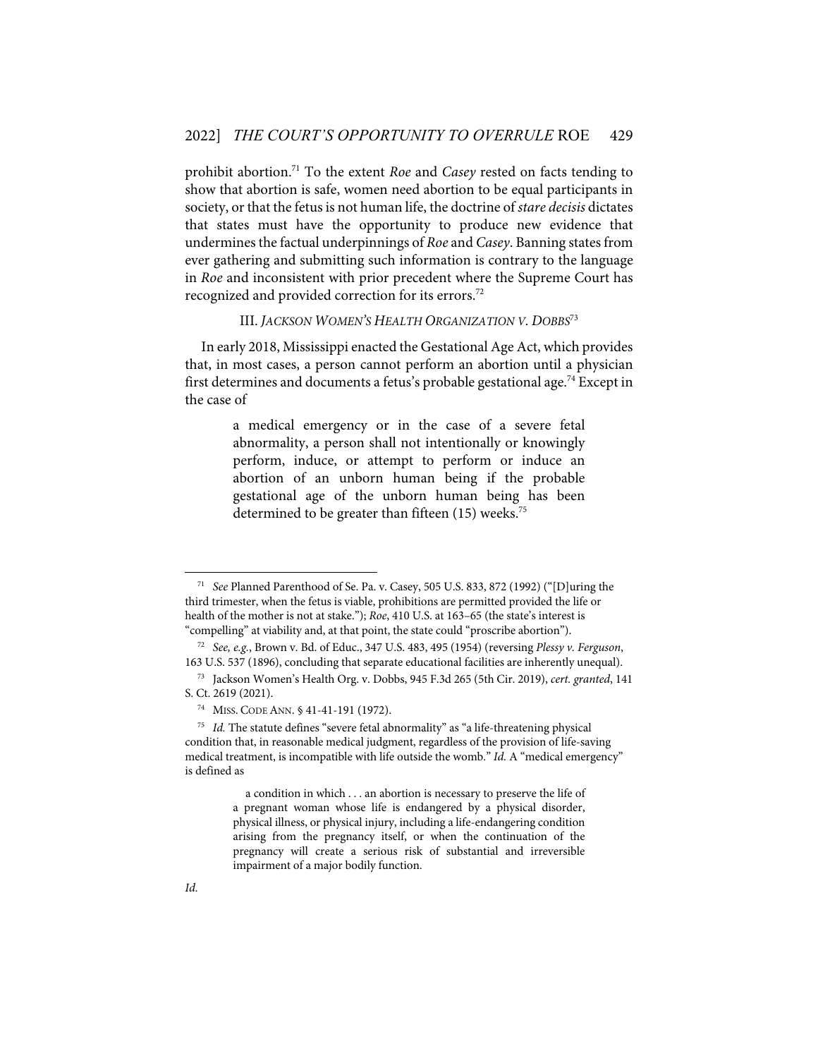prohibit abortion.[71] To the extent *Roe* and *Casey* rested on facts tending to show that abortion is safe, women need abortion to be equal participants in society, or that the fetus is not human life, the doctrine of *stare decisis* dictates that states must have the opportunity to produce new evidence that undermines the factual underpinnings of *Roe* and *Casey*. Banning states from ever gathering and submitting such information is contrary to the language in *Roe* and inconsistent with prior precedent where the Supreme Court has recognized and provided correction for its errors.[72]

### III. *JACKSON WOMEN'S HEALTH ORGANIZATION V. DOBBS*[73]

In early 2018, Mississippi enacted the Gestational Age Act, which provides that, in most cases, a person cannot perform an abortion until a physician first determines and documents a fetus's probable gestational age.[74] Except in the case of

> a medical emergency or in the case of a severe fetal abnormality, a person shall not intentionally or knowingly perform, induce, or attempt to perform or induce an abortion of an unborn human being if the probable gestational age of the unborn human being has been determined to be greater than fifteen (15) weeks.[75]

---

[71] *See* Planned Parenthood of Se. Pa. v. Casey, 505 U.S. 833, 872 (1992) ("[D]uring the third trimester, when the fetus is viable, prohibitions are permitted provided the life or health of the mother is not at stake."); *Roe*, 410 U.S. at 163–65 (the state's interest is "compelling" at viability and, at that point, the state could "proscribe abortion").

[72] *See, e.g.*, Brown v. Bd. of Educ., 347 U.S. 483, 495 (1954) (reversing *Plessy v. Ferguson*, 163 U.S. 537 (1896), concluding that separate educational facilities are inherently unequal).

[73] Jackson Women's Health Org. v. Dobbs, 945 F.3d 265 (5th Cir. 2019), *cert. granted*, 141 S. Ct. 2619 (2021).

[74] MISS. CODE ANN. § 41-41-191 (1972).

[75] *Id.* The statute defines "severe fetal abnormality" as "a life-threatening physical condition that, in reasonable medical judgment, regardless of the provision of life-saving medical treatment, is incompatible with life outside the womb." *Id.* A "medical emergency" is defined as

> a condition in which . . . an abortion is necessary to preserve the life of a pregnant woman whose life is endangered by a physical disorder, physical illness, or physical injury, including a life-endangering condition arising from the pregnancy itself, or when the continuation of the pregnancy will create a serious risk of substantial and irreversible impairment of a major bodily function.

*Id.*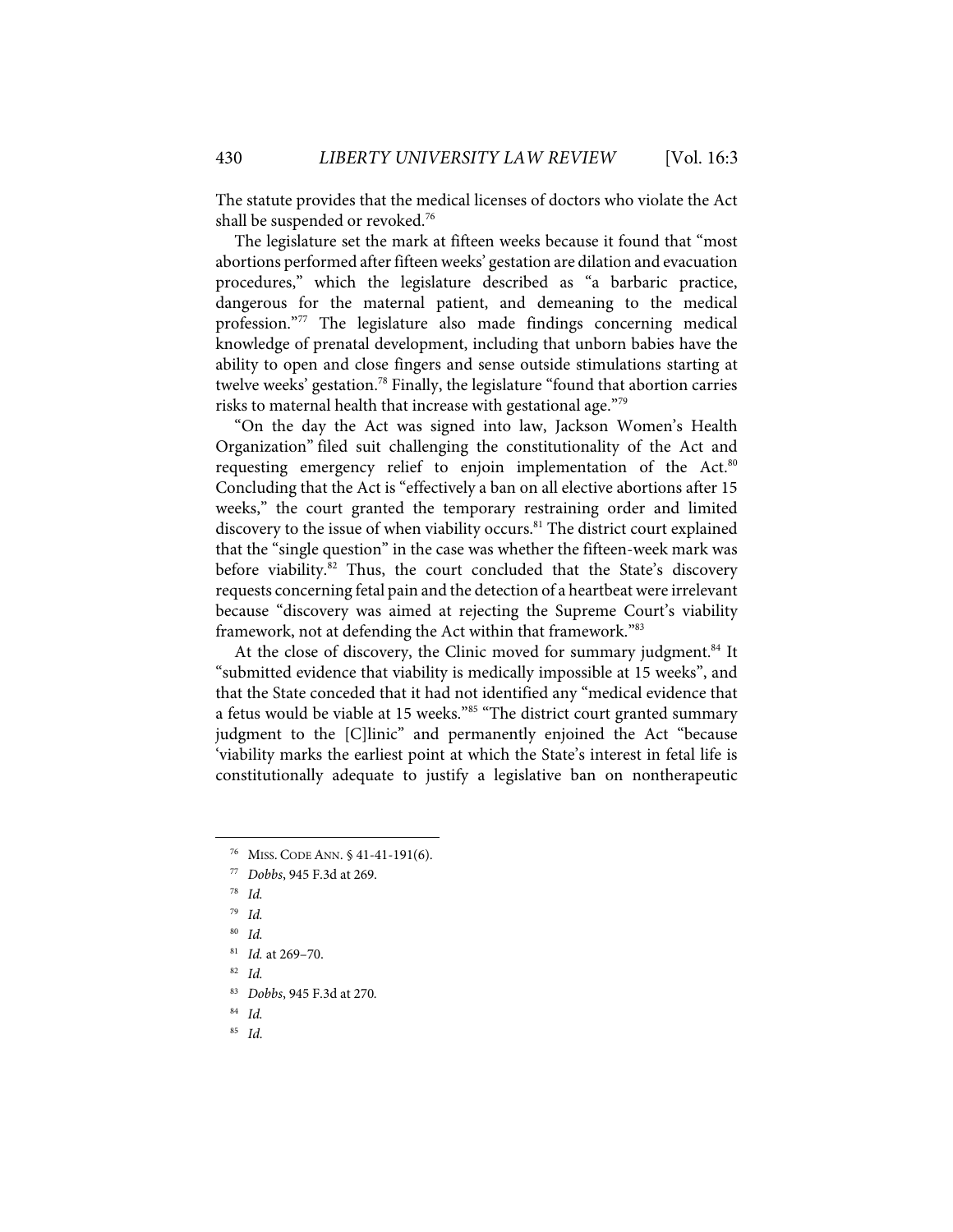The statute provides that the medical licenses of doctors who violate the Act shall be suspended or revoked.[76]

The legislature set the mark at fifteen weeks because it found that "most abortions performed after fifteen weeks' gestation are dilation and evacuation procedures," which the legislature described as "a barbaric practice, dangerous for the maternal patient, and demeaning to the medical profession."[77] The legislature also made findings concerning medical knowledge of prenatal development, including that unborn babies have the ability to open and close fingers and sense outside stimulations starting at twelve weeks' gestation.[78] Finally, the legislature "found that abortion carries risks to maternal health that increase with gestational age."[79]

"On the day the Act was signed into law, Jackson Women's Health Organization" filed suit challenging the constitutionality of the Act and requesting emergency relief to enjoin implementation of the Act.[80] Concluding that the Act is "effectively a ban on all elective abortions after 15 weeks," the court granted the temporary restraining order and limited discovery to the issue of when viability occurs.[81] The district court explained that the "single question" in the case was whether the fifteen-week mark was before viability.[82] Thus, the court concluded that the State's discovery requests concerning fetal pain and the detection of a heartbeat were irrelevant because "discovery was aimed at rejecting the Supreme Court's viability framework, not at defending the Act within that framework."[83]

At the close of discovery, the Clinic moved for summary judgment.[84] It "submitted evidence that viability is medically impossible at 15 weeks", and that the State conceded that it had not identified any "medical evidence that a fetus would be viable at 15 weeks."[85] "The district court granted summary judgment to the [C]linic" and permanently enjoined the Act "because 'viability marks the earliest point at which the State's interest in fetal life is constitutionally adequate to justify a legislative ban on nontherapeutic

---

[76] MISS. CODE ANN. § 41-41-191(6).

[77] *Dobbs*, 945 F.3d at 269.

[78] *Id.*

[79] *Id.*

[80] *Id.*

[81] *Id.* at 269–70.

[82] *Id.*

[83] *Dobbs*, 945 F.3d at 270.

[84] *Id.*

[85] *Id.*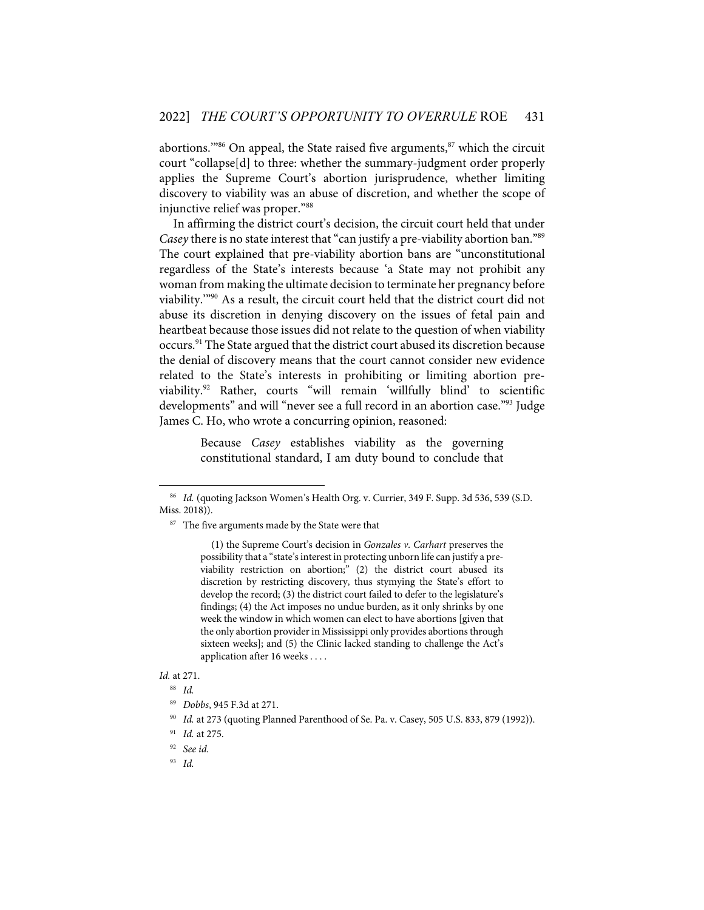abortions.'"[86] On appeal, the State raised five arguments,[87] which the circuit court "collapse[d] to three: whether the summary-judgment order properly applies the Supreme Court's abortion jurisprudence, whether limiting discovery to viability was an abuse of discretion, and whether the scope of injunctive relief was proper."[88]

In affirming the district court's decision, the circuit court held that under *Casey* there is no state interest that "can justify a pre-viability abortion ban."[89] The court explained that pre-viability abortion bans are "unconstitutional regardless of the State's interests because 'a State may not prohibit any woman from making the ultimate decision to terminate her pregnancy before viability.'"[90] As a result, the circuit court held that the district court did not abuse its discretion in denying discovery on the issues of fetal pain and heartbeat because those issues did not relate to the question of when viability occurs.[91] The State argued that the district court abused its discretion because the denial of discovery means that the court cannot consider new evidence related to the State's interests in prohibiting or limiting abortion pre-viability.[92] Rather, courts "will remain 'willfully blind' to scientific developments" and will "never see a full record in an abortion case."[93] Judge James C. Ho, who wrote a concurring opinion, reasoned:

> Because *Casey* establishes viability as the governing constitutional standard, I am duty bound to conclude that

---

[86] *Id.* (quoting Jackson Women's Health Org. v. Currier, 349 F. Supp. 3d 536, 539 (S.D. Miss. 2018)).

[87] The five arguments made by the State were that

> (1) the Supreme Court's decision in *Gonzales v. Carhart* preserves the possibility that a "state's interest in protecting unborn life can justify a pre-viability restriction on abortion;" (2) the district court abused its discretion by restricting discovery, thus stymying the State's effort to develop the record; (3) the district court failed to defer to the legislature's findings; (4) the Act imposes no undue burden, as it only shrinks by one week the window in which women can elect to have abortions [given that the only abortion provider in Mississippi only provides abortions through sixteen weeks]; and (5) the Clinic lacked standing to challenge the Act's application after 16 weeks . . . .

*Id.* at 271.

[88] *Id.*

[89] *Dobbs*, 945 F.3d at 271.

[90] *Id.* at 273 (quoting Planned Parenthood of Se. Pa. v. Casey, 505 U.S. 833, 879 (1992)).

[91] *Id.* at 275.

[92] *See id.*

[93] *Id.*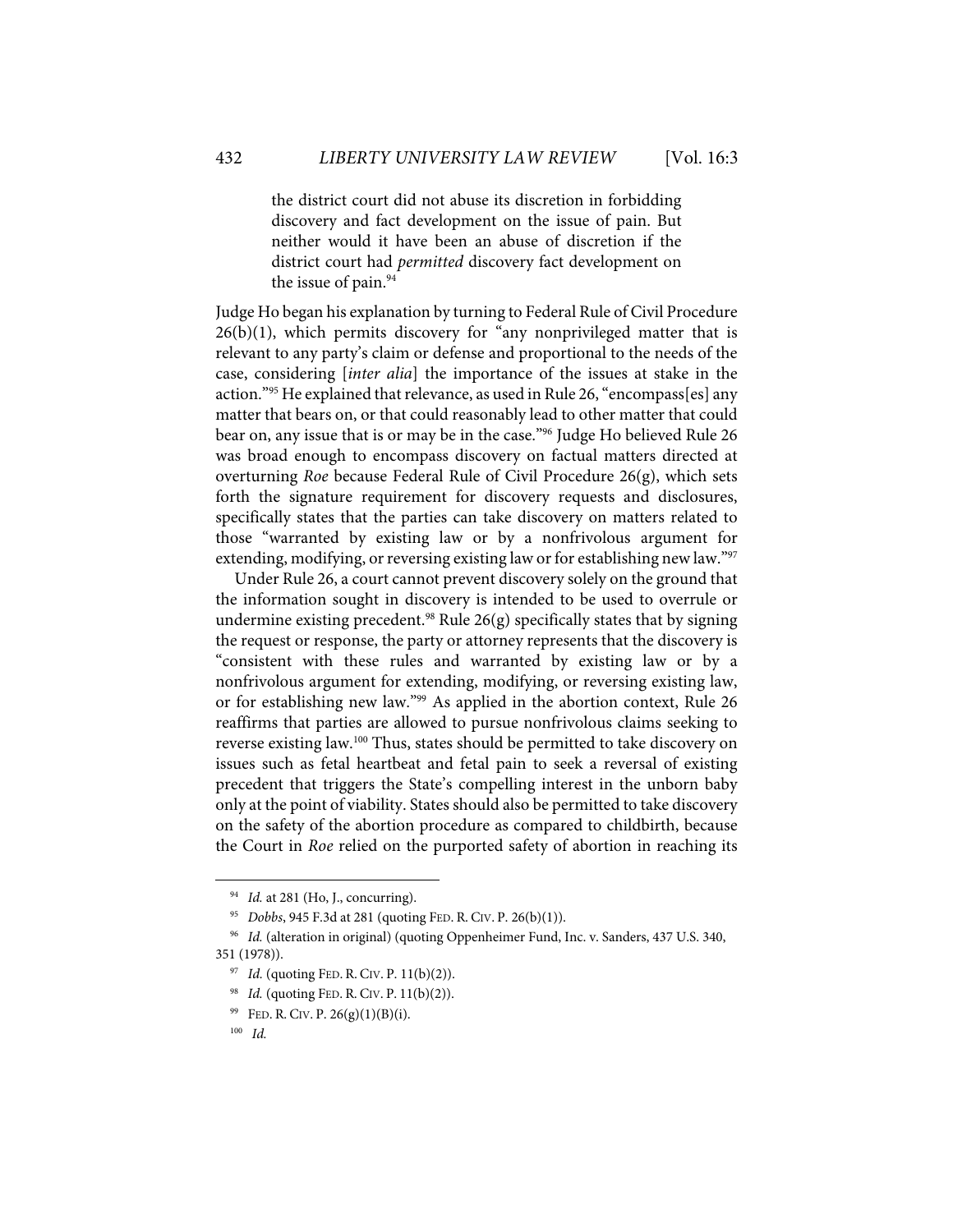> the district court did not abuse its discretion in forbidding discovery and fact development on the issue of pain. But neither would it have been an abuse of discretion if the district court had *permitted* discovery fact development on the issue of pain.[94]

Judge Ho began his explanation by turning to Federal Rule of Civil Procedure 26(b)(1), which permits discovery for "any nonprivileged matter that is relevant to any party's claim or defense and proportional to the needs of the case, considering [*inter alia*] the importance of the issues at stake in the action."[95] He explained that relevance, as used in Rule 26, "encompass[es] any matter that bears on, or that could reasonably lead to other matter that could bear on, any issue that is or may be in the case."[96] Judge Ho believed Rule 26 was broad enough to encompass discovery on factual matters directed at overturning *Roe* because Federal Rule of Civil Procedure 26(g), which sets forth the signature requirement for discovery requests and disclosures, specifically states that the parties can take discovery on matters related to those "warranted by existing law or by a nonfrivolous argument for extending, modifying, or reversing existing law or for establishing new law."[97]

Under Rule 26, a court cannot prevent discovery solely on the ground that the information sought in discovery is intended to be used to overrule or undermine existing precedent.[98] Rule 26(g) specifically states that by signing the request or response, the party or attorney represents that the discovery is "consistent with these rules and warranted by existing law or by a nonfrivolous argument for extending, modifying, or reversing existing law, or for establishing new law."[99] As applied in the abortion context, Rule 26 reaffirms that parties are allowed to pursue nonfrivolous claims seeking to reverse existing law.[100] Thus, states should be permitted to take discovery on issues such as fetal heartbeat and fetal pain to seek a reversal of existing precedent that triggers the State's compelling interest in the unborn baby only at the point of viability. States should also be permitted to take discovery on the safety of the abortion procedure as compared to childbirth, because the Court in *Roe* relied on the purported safety of abortion in reaching its

---

[94] *Id.* at 281 (Ho, J., concurring).

[95] *Dobbs*, 945 F.3d at 281 (quoting FED. R. CIV. P. 26(b)(1)).

[96] *Id.* (alteration in original) (quoting Oppenheimer Fund, Inc. v. Sanders, 437 U.S. 340, 351 (1978)).

[97] *Id.* (quoting FED. R. CIV. P. 11(b)(2)).

[98] *Id.* (quoting FED. R. CIV. P. 11(b)(2)).

[99] FED. R. CIV. P. 26(g)(1)(B)(i).

[100] *Id.*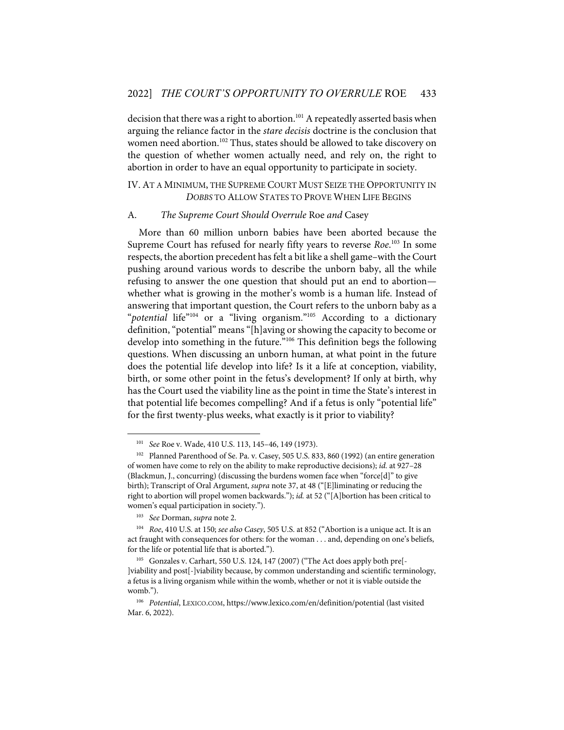decision that there was a right to abortion.[101] A repeatedly asserted basis when arguing the reliance factor in the *stare decisis* doctrine is the conclusion that women need abortion.[102] Thus, states should be allowed to take discovery on the question of whether women actually need, and rely on, the right to abortion in order to have an equal opportunity to participate in society.

## IV. AT A MINIMUM, THE SUPREME COURT MUST SEIZE THE OPPORTUNITY IN *DOBBS* TO ALLOW STATES TO PROVE WHEN LIFE BEGINS

### A. *The Supreme Court Should Overrule* Roe *and* Casey

More than 60 million unborn babies have been aborted because the Supreme Court has refused for nearly fifty years to reverse *Roe*.[103] In some respects, the abortion precedent has felt a bit like a shell game–with the Court pushing around various words to describe the unborn baby, all the while refusing to answer the one question that should put an end to abortion—whether what is growing in the mother's womb is a human life. Instead of answering that important question, the Court refers to the unborn baby as a "*potential* life"[104] or a "living organism."[105] According to a dictionary definition, "potential" means "[h]aving or showing the capacity to become or develop into something in the future."[106] This definition begs the following questions. When discussing an unborn human, at what point in the future does the potential life develop into life? Is it a life at conception, viability, birth, or some other point in the fetus's development? If only at birth, why has the Court used the viability line as the point in time the State's interest in that potential life becomes compelling? And if a fetus is only "potential life" for the first twenty-plus weeks, what exactly is it prior to viability?

---

[101] *See* Roe v. Wade, 410 U.S. 113, 145–46, 149 (1973).

[102] Planned Parenthood of Se. Pa. v. Casey, 505 U.S. 833, 860 (1992) (an entire generation of women have come to rely on the ability to make reproductive decisions); *id.* at 927–28 (Blackmun, J., concurring) (discussing the burdens women face when "force[d]" to give birth); Transcript of Oral Argument, *supra* note 37, at 48 ("[E]liminating or reducing the right to abortion will propel women backwards."); *id.* at 52 ("[A]bortion has been critical to women's equal participation in society.").

[103] *See* Dorman, *supra* note 2.

[104] *Roe*, 410 U.S. at 150; *see also Casey*, 505 U.S. at 852 ("Abortion is a unique act. It is an act fraught with consequences for others: for the woman . . . and, depending on one's beliefs, for the life or potential life that is aborted.").

[105] Gonzales v. Carhart, 550 U.S. 124, 147 (2007) ("The Act does apply both pre[-]viability and post[-]viability because, by common understanding and scientific terminology, a fetus is a living organism while within the womb, whether or not it is viable outside the womb.").

[106] *Potential*, LEXICO.COM, https://www.lexico.com/en/definition/potential (last visited Mar. 6, 2022).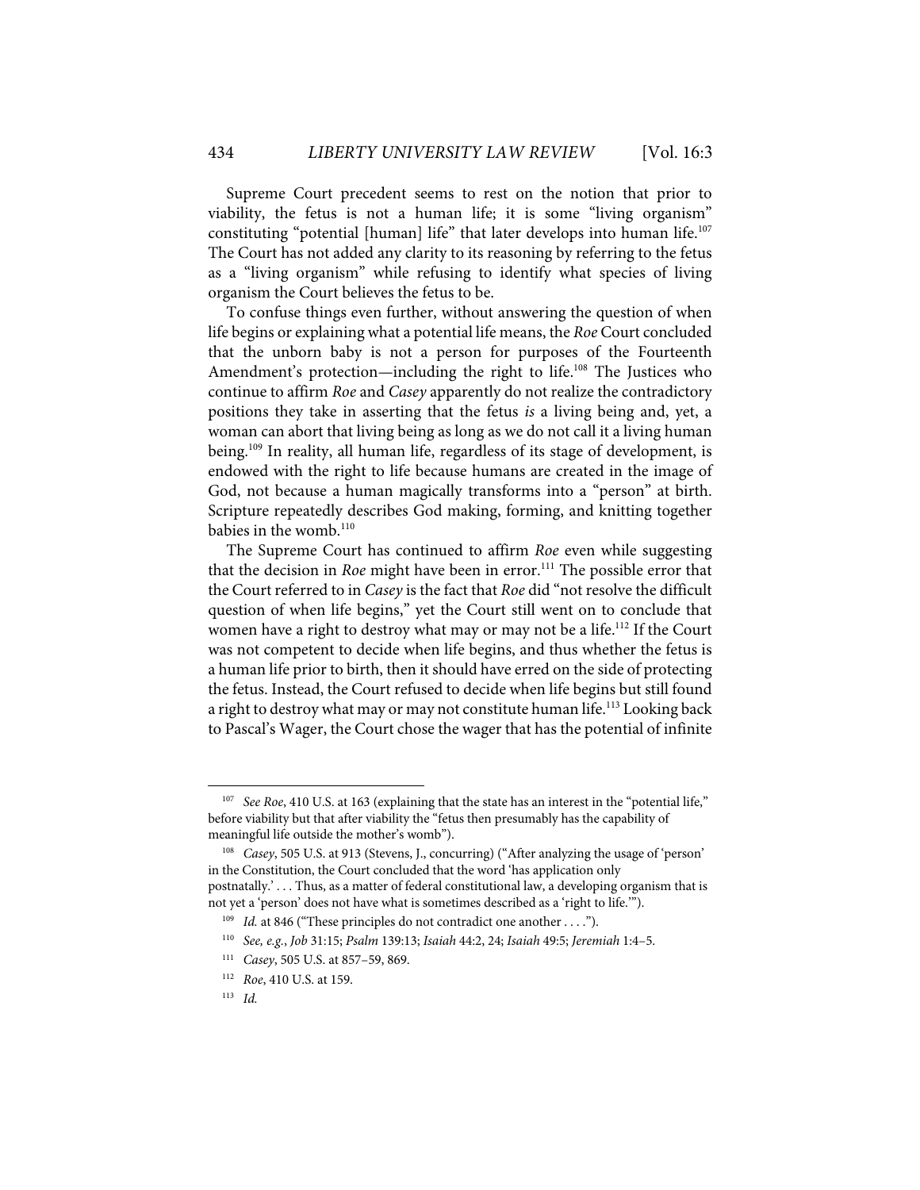Supreme Court precedent seems to rest on the notion that prior to viability, the fetus is not a human life; it is some "living organism" constituting "potential [human] life" that later develops into human life.[107] The Court has not added any clarity to its reasoning by referring to the fetus as a "living organism" while refusing to identify what species of living organism the Court believes the fetus to be.

To confuse things even further, without answering the question of when life begins or explaining what a potential life means, the *Roe* Court concluded that the unborn baby is not a person for purposes of the Fourteenth Amendment's protection—including the right to life.[108] The Justices who continue to affirm *Roe* and *Casey* apparently do not realize the contradictory positions they take in asserting that the fetus *is* a living being and, yet, a woman can abort that living being as long as we do not call it a living human being.[109] In reality, all human life, regardless of its stage of development, is endowed with the right to life because humans are created in the image of God, not because a human magically transforms into a "person" at birth. Scripture repeatedly describes God making, forming, and knitting together babies in the womb.[110]

The Supreme Court has continued to affirm *Roe* even while suggesting that the decision in *Roe* might have been in error.[111] The possible error that the Court referred to in *Casey* is the fact that *Roe* did "not resolve the difficult question of when life begins," yet the Court still went on to conclude that women have a right to destroy what may or may not be a life.[112] If the Court was not competent to decide when life begins, and thus whether the fetus is a human life prior to birth, then it should have erred on the side of protecting the fetus. Instead, the Court refused to decide when life begins but still found a right to destroy what may or may not constitute human life.[113] Looking back to Pascal's Wager, the Court chose the wager that has the potential of infinite

---

[107] *See Roe*, 410 U.S. at 163 (explaining that the state has an interest in the "potential life," before viability but that after viability the "fetus then presumably has the capability of meaningful life outside the mother's womb").

[108] *Casey*, 505 U.S. at 913 (Stevens, J., concurring) ("After analyzing the usage of 'person' in the Constitution, the Court concluded that the word 'has application only postnatally.' . . . Thus, as a matter of federal constitutional law, a developing organism that is not yet a 'person' does not have what is sometimes described as a 'right to life.'").

[109] *Id.* at 846 ("These principles do not contradict one another . . . .").

[110] *See, e.g.*, *Job* 31:15; *Psalm* 139:13; *Isaiah* 44:2, 24; *Isaiah* 49:5; *Jeremiah* 1:4–5.

[111] *Casey*, 505 U.S. at 857–59, 869.

[112] *Roe*, 410 U.S. at 159.

[113] *Id.*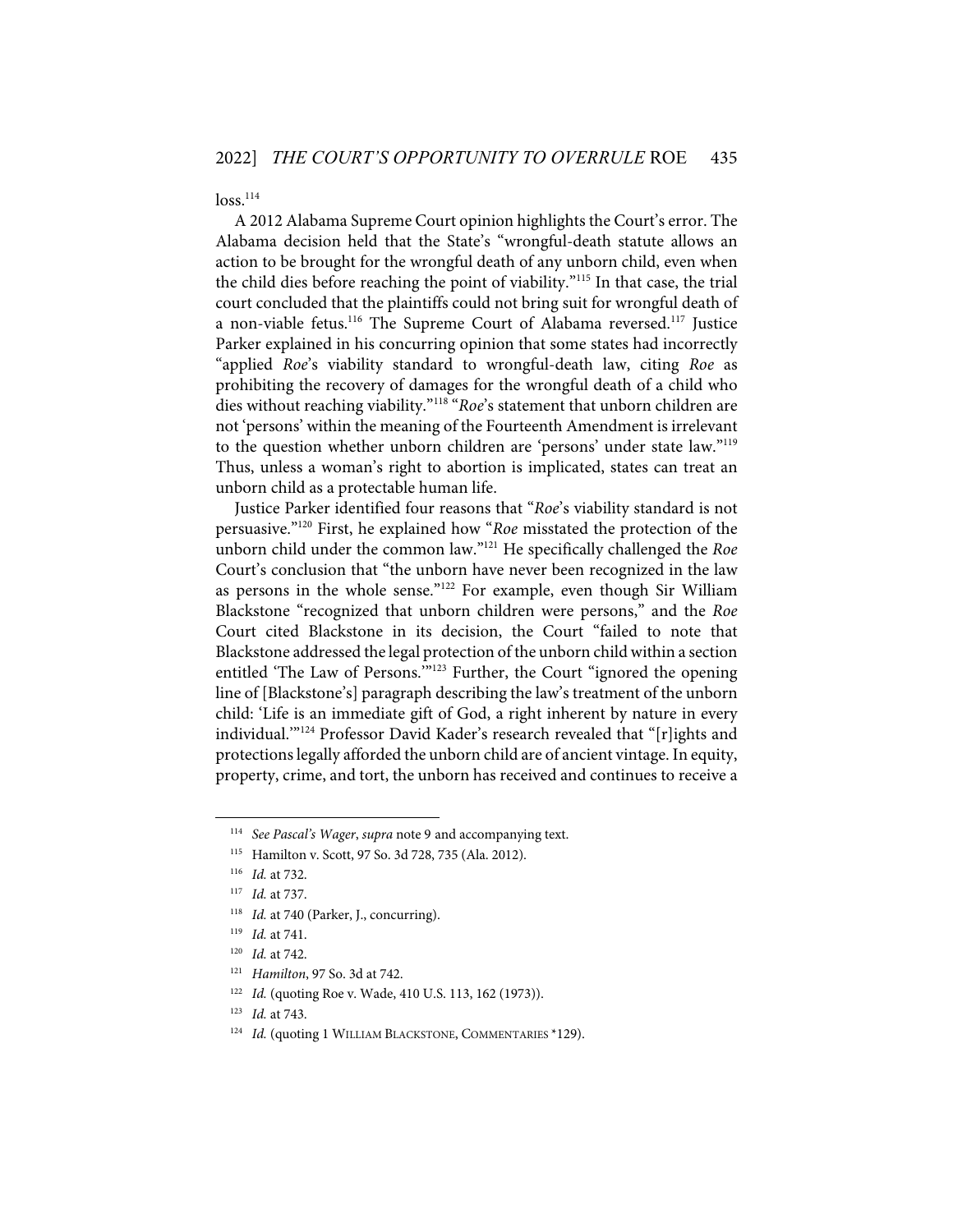loss.[114]

A 2012 Alabama Supreme Court opinion highlights the Court's error. The Alabama decision held that the State's "wrongful-death statute allows an action to be brought for the wrongful death of any unborn child, even when the child dies before reaching the point of viability."[115] In that case, the trial court concluded that the plaintiffs could not bring suit for wrongful death of a non-viable fetus.[116] The Supreme Court of Alabama reversed.[117] Justice Parker explained in his concurring opinion that some states had incorrectly "applied *Roe*'s viability standard to wrongful-death law, citing *Roe* as prohibiting the recovery of damages for the wrongful death of a child who dies without reaching viability."[118] "*Roe*'s statement that unborn children are not 'persons' within the meaning of the Fourteenth Amendment is irrelevant to the question whether unborn children are 'persons' under state law."[119] Thus, unless a woman's right to abortion is implicated, states can treat an unborn child as a protectable human life.

Justice Parker identified four reasons that "*Roe*'s viability standard is not persuasive."[120] First, he explained how "*Roe* misstated the protection of the unborn child under the common law."[121] He specifically challenged the *Roe* Court's conclusion that "the unborn have never been recognized in the law as persons in the whole sense."[122] For example, even though Sir William Blackstone "recognized that unborn children were persons," and the *Roe* Court cited Blackstone in its decision, the Court "failed to note that Blackstone addressed the legal protection of the unborn child within a section entitled 'The Law of Persons.'"[123] Further, the Court "ignored the opening line of [Blackstone's] paragraph describing the law's treatment of the unborn child: 'Life is an immediate gift of God, a right inherent by nature in every individual.'"[124] Professor David Kader's research revealed that "[r]ights and protections legally afforded the unborn child are of ancient vintage. In equity, property, crime, and tort, the unborn has received and continues to receive a

---

[114] *See Pascal's Wager*, *supra* note 9 and accompanying text.

[115] Hamilton v. Scott, 97 So. 3d 728, 735 (Ala. 2012).

[116] *Id.* at 732.

[117] *Id.* at 737.

[118] *Id.* at 740 (Parker, J., concurring).

[119] *Id.* at 741.

[120] *Id.* at 742.

[121] *Hamilton*, 97 So. 3d at 742.

[122] *Id.* (quoting Roe v. Wade, 410 U.S. 113, 162 (1973)).

[123] *Id.* at 743.

[124] *Id.* (quoting 1 WILLIAM BLACKSTONE, COMMENTARIES *129).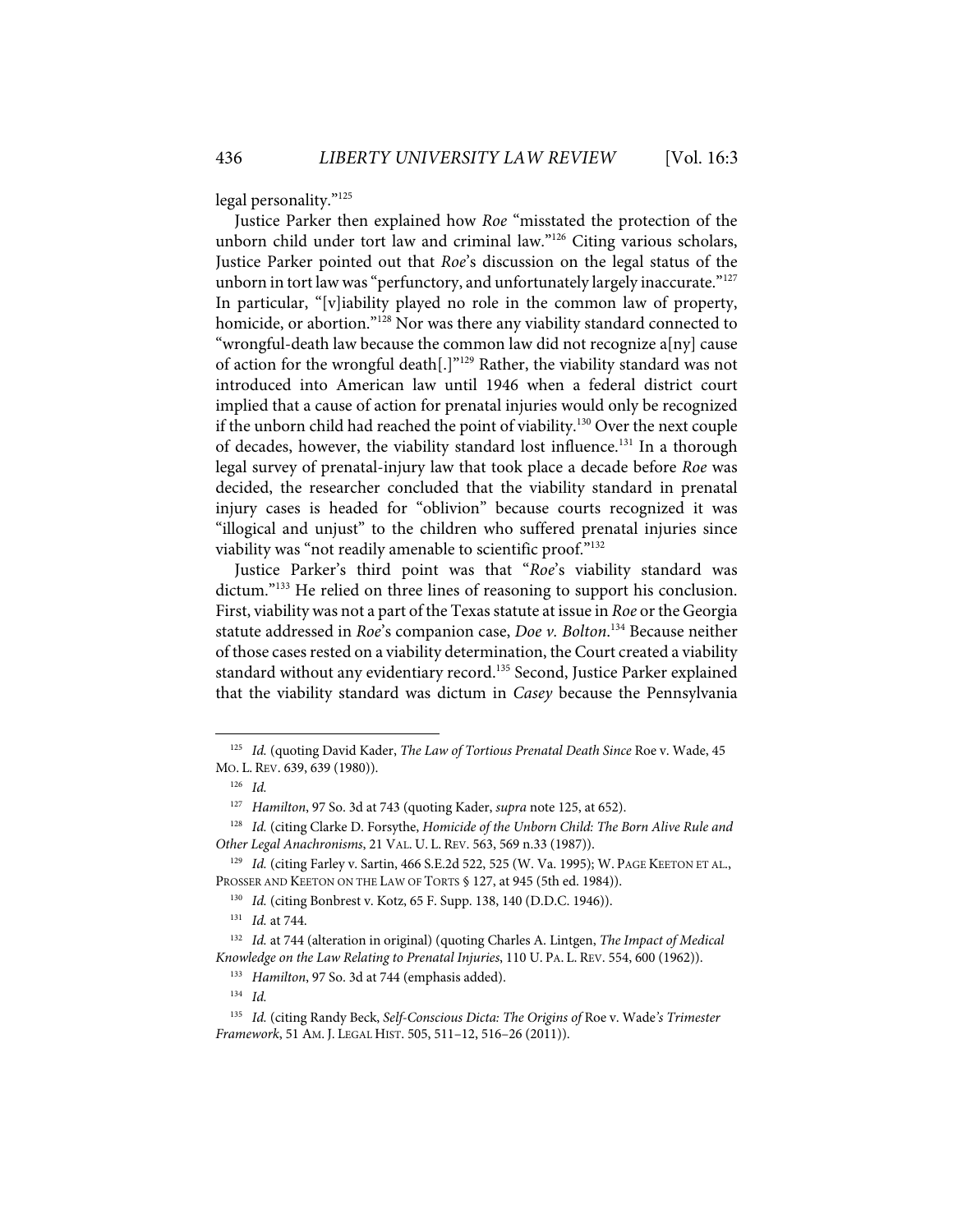legal personality."[125]

Justice Parker then explained how *Roe* "misstated the protection of the unborn child under tort law and criminal law."[126] Citing various scholars, Justice Parker pointed out that *Roe*'s discussion on the legal status of the unborn in tort law was "perfunctory, and unfortunately largely inaccurate."[127] In particular, "[v]iability played no role in the common law of property, homicide, or abortion."[128] Nor was there any viability standard connected to "wrongful-death law because the common law did not recognize a[ny] cause of action for the wrongful death[.]"[129] Rather, the viability standard was not introduced into American law until 1946 when a federal district court implied that a cause of action for prenatal injuries would only be recognized if the unborn child had reached the point of viability.[130] Over the next couple of decades, however, the viability standard lost influence.[131] In a thorough legal survey of prenatal-injury law that took place a decade before *Roe* was decided, the researcher concluded that the viability standard in prenatal injury cases is headed for "oblivion" because courts recognized it was "illogical and unjust" to the children who suffered prenatal injuries since viability was "not readily amenable to scientific proof."[132]

Justice Parker's third point was that "*Roe*'s viability standard was dictum."[133] He relied on three lines of reasoning to support his conclusion. First, viability was not a part of the Texas statute at issue in *Roe* or the Georgia statute addressed in *Roe*'s companion case, *Doe v. Bolton*.[134] Because neither of those cases rested on a viability determination, the Court created a viability standard without any evidentiary record.[135] Second, Justice Parker explained that the viability standard was dictum in *Casey* because the Pennsylvania

---

[125] *Id.* (quoting David Kader, *The Law of Tortious Prenatal Death Since* Roe v. Wade, 45 MO. L. REV. 639, 639 (1980)).

[126] *Id.*

[127] *Hamilton*, 97 So. 3d at 743 (quoting Kader, *supra* note 125, at 652).

[128] *Id.* (citing Clarke D. Forsythe, *Homicide of the Unborn Child: The Born Alive Rule and Other Legal Anachronisms*, 21 VAL. U. L. REV. 563, 569 n.33 (1987)).

[129] *Id.* (citing Farley v. Sartin, 466 S.E.2d 522, 525 (W. Va. 1995); W. PAGE KEETON ET AL., PROSSER AND KEETON ON THE LAW OF TORTS § 127, at 945 (5th ed. 1984)).

[130] *Id.* (citing Bonbrest v. Kotz, 65 F. Supp. 138, 140 (D.D.C. 1946)).

[131] *Id.* at 744.

[132] *Id.* at 744 (alteration in original) (quoting Charles A. Lintgen, *The Impact of Medical Knowledge on the Law Relating to Prenatal Injuries*, 110 U. PA. L. REV. 554, 600 (1962)).

[133] *Hamilton*, 97 So. 3d at 744 (emphasis added).

[134] *Id.*

[135] *Id.* (citing Randy Beck, *Self-Conscious Dicta: The Origins of* Roe v. Wade*'s Trimester Framework*, 51 AM. J. LEGAL HIST. 505, 511–12, 516–26 (2011)).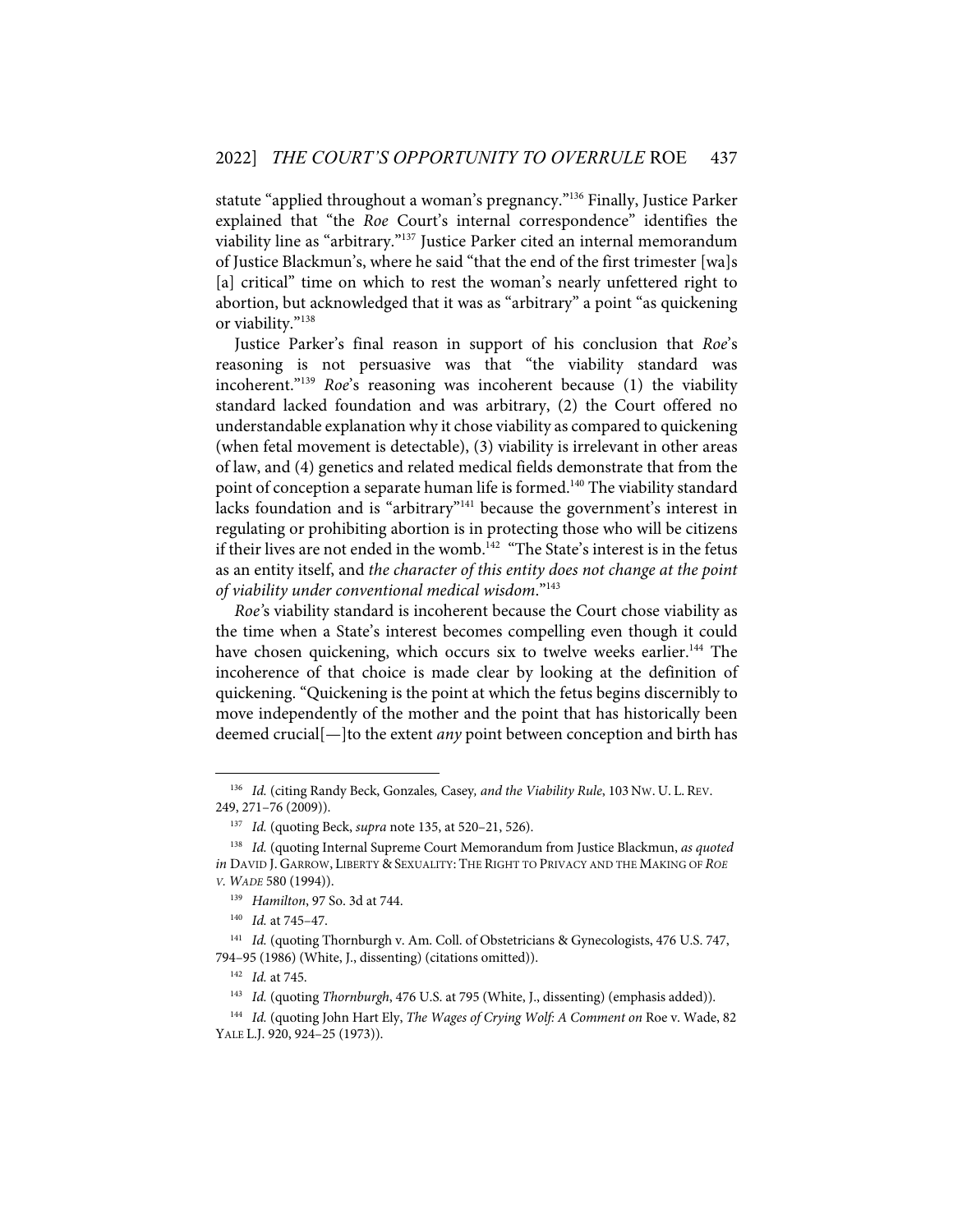statute "applied throughout a woman's pregnancy."[136] Finally, Justice Parker explained that "the *Roe* Court's internal correspondence" identifies the viability line as "arbitrary."[137] Justice Parker cited an internal memorandum of Justice Blackmun's, where he said "that the end of the first trimester [wa]s [a] critical" time on which to rest the woman's nearly unfettered right to abortion, but acknowledged that it was as "arbitrary" a point "as quickening or viability."[138]

Justice Parker's final reason in support of his conclusion that *Roe*'s reasoning is not persuasive was that "the viability standard was incoherent."[139] *Roe*'s reasoning was incoherent because (1) the viability standard lacked foundation and was arbitrary, (2) the Court offered no understandable explanation why it chose viability as compared to quickening (when fetal movement is detectable), (3) viability is irrelevant in other areas of law, and (4) genetics and related medical fields demonstrate that from the point of conception a separate human life is formed.[140] The viability standard lacks foundation and is "arbitrary"[141] because the government's interest in regulating or prohibiting abortion is in protecting those who will be citizens if their lives are not ended in the womb.[142] "The State's interest is in the fetus as an entity itself, and *the character of this entity does not change at the point of viability under conventional medical wisdom*."[143]

*Roe*'s viability standard is incoherent because the Court chose viability as the time when a State's interest becomes compelling even though it could have chosen quickening, which occurs six to twelve weeks earlier.[144] The incoherence of that choice is made clear by looking at the definition of quickening. "Quickening is the point at which the fetus begins discernibly to move independently of the mother and the point that has historically been deemed crucial[—]to the extent *any* point between conception and birth has

---

[136] *Id.* (citing Randy Beck, Gonzales*,* Casey*, and the Viability Rule*, 103 NW. U. L. REV. 249, 271–76 (2009)).

[137] *Id.* (quoting Beck, *supra* note 135, at 520–21, 526).

[138] *Id.* (quoting Internal Supreme Court Memorandum from Justice Blackmun, *as quoted in* DAVID J. GARROW, LIBERTY & SEXUALITY: THE RIGHT TO PRIVACY AND THE MAKING OF *ROE V. WADE* 580 (1994)).

[139] *Hamilton*, 97 So. 3d at 744.

[140] *Id.* at 745–47.

[141] *Id.* (quoting Thornburgh v. Am. Coll. of Obstetricians & Gynecologists, 476 U.S. 747, 794–95 (1986) (White, J., dissenting) (citations omitted)).

[142] *Id.* at 745.

[143] *Id.* (quoting *Thornburgh*, 476 U.S. at 795 (White, J., dissenting) (emphasis added)).

[144] *Id.* (quoting John Hart Ely, *The Wages of Crying Wolf: A Comment on* Roe v. Wade, 82 YALE L.J. 920, 924–25 (1973)).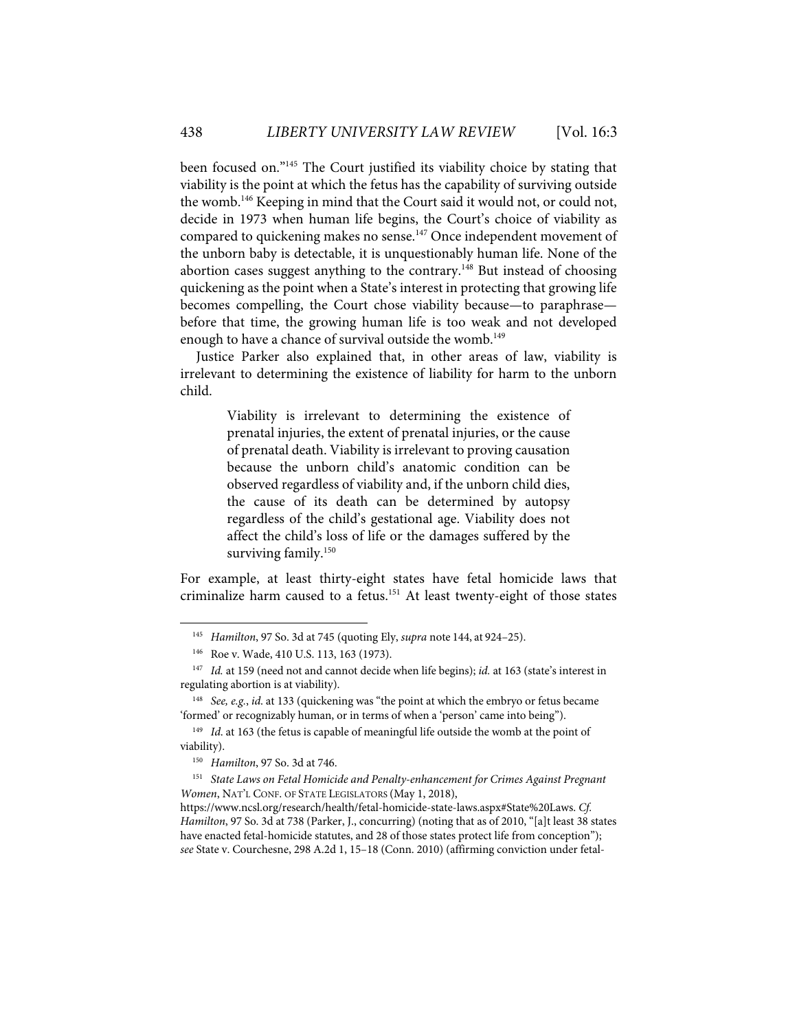been focused on."[145] The Court justified its viability choice by stating that viability is the point at which the fetus has the capability of surviving outside the womb.[146] Keeping in mind that the Court said it would not, or could not, decide in 1973 when human life begins, the Court's choice of viability as compared to quickening makes no sense.[147] Once independent movement of the unborn baby is detectable, it is unquestionably human life. None of the abortion cases suggest anything to the contrary.[148] But instead of choosing quickening as the point when a State's interest in protecting that growing life becomes compelling, the Court chose viability because—to paraphrase—before that time, the growing human life is too weak and not developed enough to have a chance of survival outside the womb.[149]

Justice Parker also explained that, in other areas of law, viability is irrelevant to determining the existence of liability for harm to the unborn child.

> Viability is irrelevant to determining the existence of prenatal injuries, the extent of prenatal injuries, or the cause of prenatal death. Viability is irrelevant to proving causation because the unborn child's anatomic condition can be observed regardless of viability and, if the unborn child dies, the cause of its death can be determined by autopsy regardless of the child's gestational age. Viability does not affect the child's loss of life or the damages suffered by the surviving family.[150]

For example, at least thirty-eight states have fetal homicide laws that criminalize harm caused to a fetus.[151] At least twenty-eight of those states

---

[145] *Hamilton*, 97 So. 3d at 745 (quoting Ely, *supra* note 144, at 924–25).

[146] Roe v. Wade, 410 U.S. 113, 163 (1973).

[147] *Id.* at 159 (need not and cannot decide when life begins); *id.* at 163 (state's interest in regulating abortion is at viability).

[148] *See, e.g.*, *id.* at 133 (quickening was "the point at which the embryo or fetus became 'formed' or recognizably human, or in terms of when a 'person' came into being").

[149] *Id.* at 163 (the fetus is capable of meaningful life outside the womb at the point of viability).

[150] *Hamilton*, 97 So. 3d at 746.

[151] *State Laws on Fetal Homicide and Penalty-enhancement for Crimes Against Pregnant Women*, NAT'L CONF. OF STATE LEGISLATORS (May 1, 2018), https://www.ncsl.org/research/health/fetal-homicide-state-laws.aspx#State%20Laws. *Cf. Hamilton*, 97 So. 3d at 738 (Parker, J., concurring) (noting that as of 2010, "[a]t least 38 states have enacted fetal-homicide statutes, and 28 of those states protect life from conception"); *see* State v. Courchesne, 298 A.2d 1, 15–18 (Conn. 2010) (affirming conviction under fetal-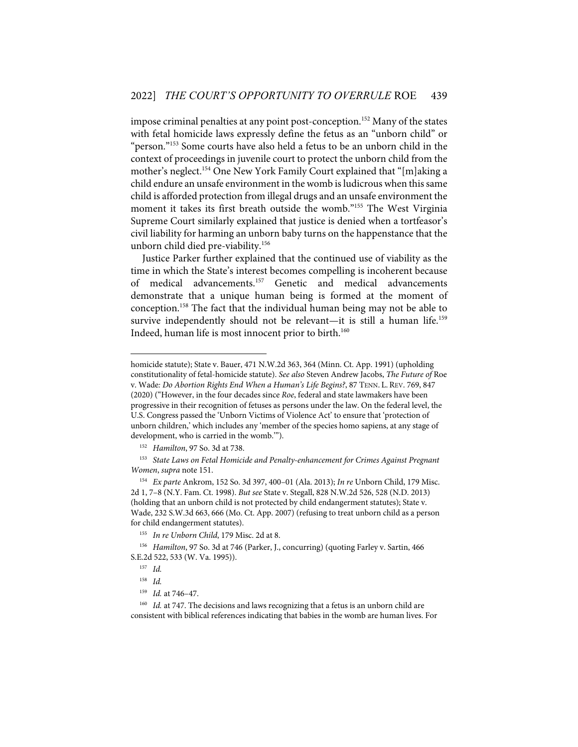impose criminal penalties at any point post-conception.[152] Many of the states with fetal homicide laws expressly define the fetus as an "unborn child" or "person."[153] Some courts have also held a fetus to be an unborn child in the context of proceedings in juvenile court to protect the unborn child from the mother's neglect.[154] One New York Family Court explained that "[m]aking a child endure an unsafe environment in the womb is ludicrous when this same child is afforded protection from illegal drugs and an unsafe environment the moment it takes its first breath outside the womb."[155] The West Virginia Supreme Court similarly explained that justice is denied when a tortfeasor's civil liability for harming an unborn baby turns on the happenstance that the unborn child died pre-viability.[156]

Justice Parker further explained that the continued use of viability as the time in which the State's interest becomes compelling is incoherent because of medical advancements.[157] Genetic and medical advancements demonstrate that a unique human being is formed at the moment of conception.[158] The fact that the individual human being may not be able to survive independently should not be relevant—it is still a human life.[159] Indeed, human life is most innocent prior to birth.[160]

---

homicide statute); State v. Bauer, 471 N.W.2d 363, 364 (Minn. Ct. App. 1991) (upholding constitutionality of fetal-homicide statute). *See also* Steven Andrew Jacobs, *The Future of* Roe v. Wade*: Do Abortion Rights End When a Human's Life Begins?*, 87 TENN. L. REV. 769, 847 (2020) ("However, in the four decades since *Roe*, federal and state lawmakers have been progressive in their recognition of fetuses as persons under the law. On the federal level, the U.S. Congress passed the 'Unborn Victims of Violence Act' to ensure that 'protection of unborn children,' which includes any 'member of the species homo sapiens, at any stage of development, who is carried in the womb.'").

[152] *Hamilton*, 97 So. 3d at 738.

[153] *State Laws on Fetal Homicide and Penalty-enhancement for Crimes Against Pregnant Women*, *supra* note 151.

[154] *Ex parte* Ankrom, 152 So. 3d 397, 400–01 (Ala. 2013); *In re* Unborn Child, 179 Misc. 2d 1, 7–8 (N.Y. Fam. Ct. 1998). *But see* State v. Stegall, 828 N.W.2d 526, 528 (N.D. 2013) (holding that an unborn child is not protected by child endangerment statutes); State v. Wade, 232 S.W.3d 663, 666 (Mo. Ct. App. 2007) (refusing to treat unborn child as a person for child endangerment statutes).

[155] *In re Unborn Child*, 179 Misc. 2d at 8.

[156] *Hamilton*, 97 So. 3d at 746 (Parker, J., concurring) (quoting Farley v. Sartin, 466 S.E.2d 522, 533 (W. Va. 1995)).

[157] *Id.*

[158] *Id.*

[159] *Id.* at 746–47.

[160] *Id.* at 747. The decisions and laws recognizing that a fetus is an unborn child are consistent with biblical references indicating that babies in the womb are human lives. For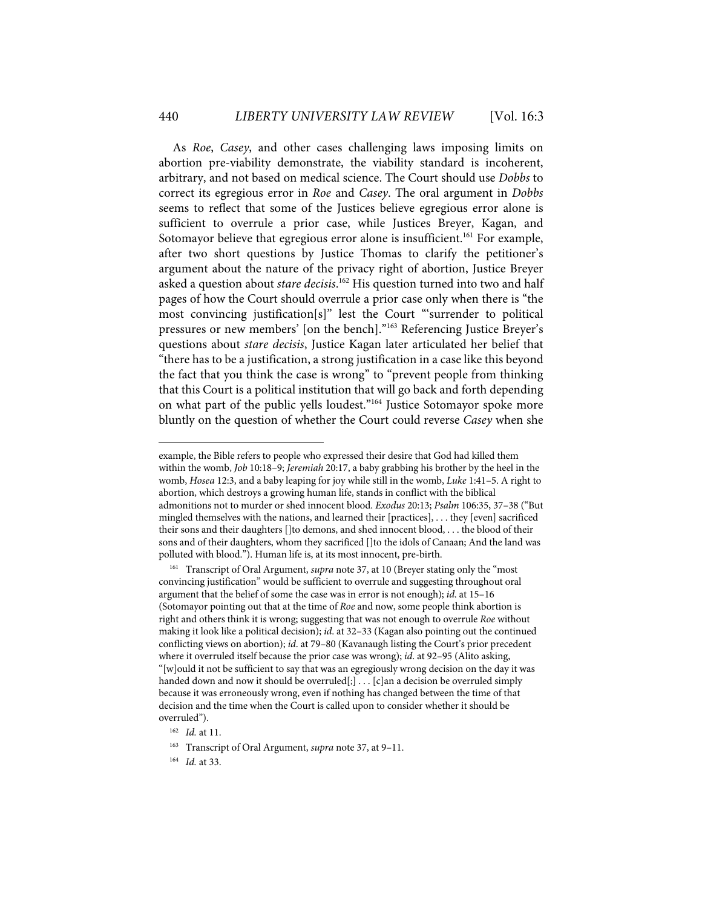As *Roe*, *Casey*, and other cases challenging laws imposing limits on abortion pre-viability demonstrate, the viability standard is incoherent, arbitrary, and not based on medical science. The Court should use *Dobbs* to correct its egregious error in *Roe* and *Casey*. The oral argument in *Dobbs* seems to reflect that some of the Justices believe egregious error alone is sufficient to overrule a prior case, while Justices Breyer, Kagan, and Sotomayor believe that egregious error alone is insufficient.[161] For example, after two short questions by Justice Thomas to clarify the petitioner's argument about the nature of the privacy right of abortion, Justice Breyer asked a question about *stare decisis*.[162] His question turned into two and half pages of how the Court should overrule a prior case only when there is "the most convincing justification[s]" lest the Court "'surrender to political pressures or new members' [on the bench]."[163] Referencing Justice Breyer's questions about *stare decisis*, Justice Kagan later articulated her belief that "there has to be a justification, a strong justification in a case like this beyond the fact that you think the case is wrong" to "prevent people from thinking that this Court is a political institution that will go back and forth depending on what part of the public yells loudest."[164] Justice Sotomayor spoke more bluntly on the question of whether the Court could reverse *Casey* when she

---

example, the Bible refers to people who expressed their desire that God had killed them within the womb, *Job* 10:18–9; *Jeremiah* 20:17, a baby grabbing his brother by the heel in the womb, *Hosea* 12:3, and a baby leaping for joy while still in the womb, *Luke* 1:41–5. A right to abortion, which destroys a growing human life, stands in conflict with the biblical admonitions not to murder or shed innocent blood. *Exodus* 20:13; *Psalm* 106:35, 37–38 ("But mingled themselves with the nations, and learned their [practices], . . . they [even] sacrificed their sons and their daughters []to demons, and shed innocent blood, . . . the blood of their sons and of their daughters, whom they sacrificed []to the idols of Canaan; And the land was polluted with blood."). Human life is, at its most innocent, pre-birth.

[161] Transcript of Oral Argument, *supra* note 37, at 10 (Breyer stating only the "most convincing justification" would be sufficient to overrule and suggesting throughout oral argument that the belief of some the case was in error is not enough); *id.* at 15–16 (Sotomayor pointing out that at the time of *Roe* and now, some people think abortion is right and others think it is wrong; suggesting that was not enough to overrule *Roe* without making it look like a political decision); *id.* at 32–33 (Kagan also pointing out the continued conflicting views on abortion); *id.* at 79–80 (Kavanaugh listing the Court's prior precedent where it overruled itself because the prior case was wrong); *id.* at 92–95 (Alito asking, "[w]ould it not be sufficient to say that was an egregiously wrong decision on the day it was handed down and now it should be overruled[;] . . . [c]an a decision be overruled simply because it was erroneously wrong, even if nothing has changed between the time of that decision and the time when the Court is called upon to consider whether it should be overruled").

[162] *Id.* at 11.

[163] Transcript of Oral Argument, *supra* note 37, at 9–11.

[164] *Id.* at 33.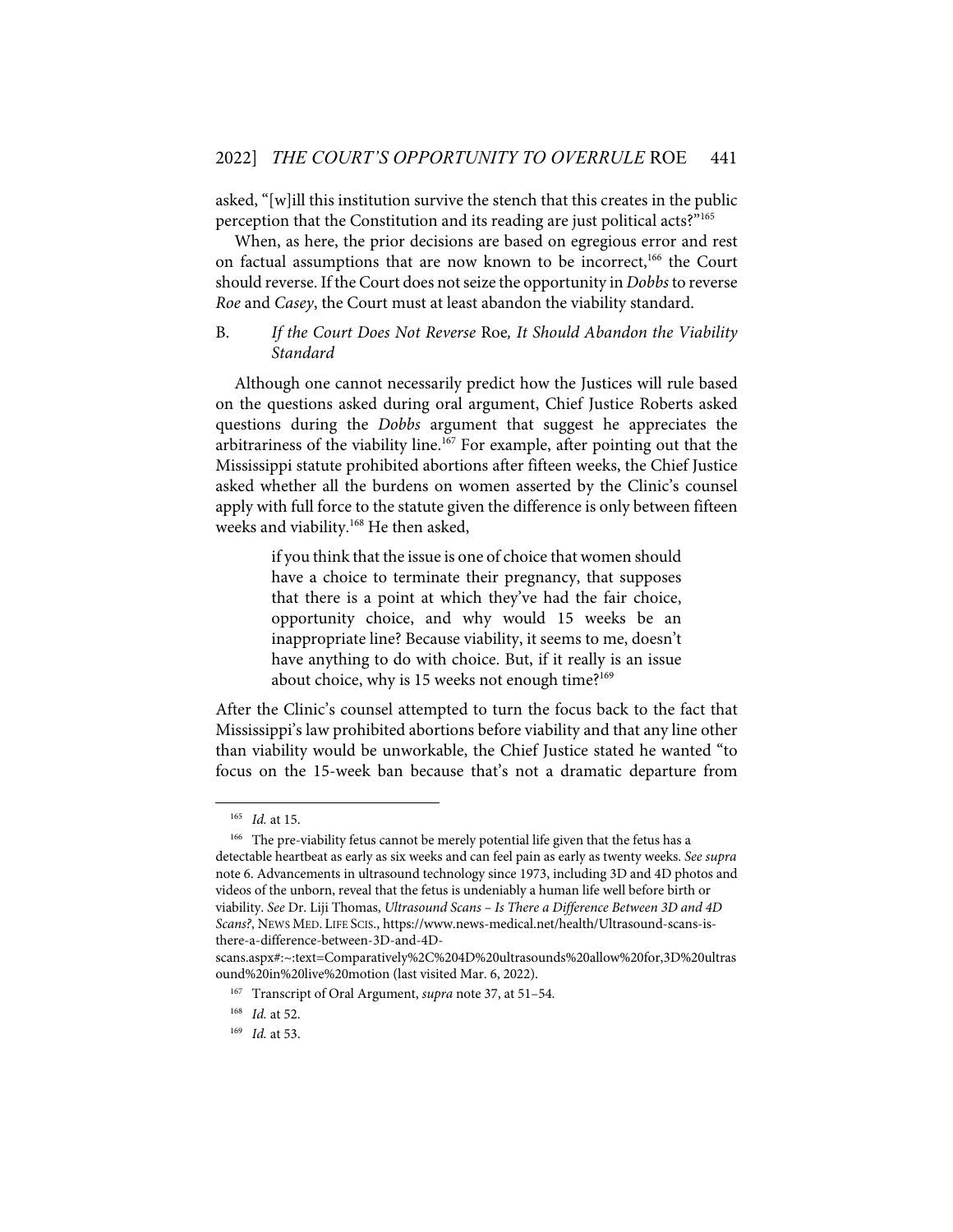asked, "[w]ill this institution survive the stench that this creates in the public perception that the Constitution and its reading are just political acts?"[165]

When, as here, the prior decisions are based on egregious error and rest on factual assumptions that are now known to be incorrect,[166] the Court should reverse. If the Court does not seize the opportunity in *Dobbs* to reverse *Roe* and *Casey*, the Court must at least abandon the viability standard.

### B. *If the Court Does Not Reverse* Roe*, It Should Abandon the Viability Standard*

Although one cannot necessarily predict how the Justices will rule based on the questions asked during oral argument, Chief Justice Roberts asked questions during the *Dobbs* argument that suggest he appreciates the arbitrariness of the viability line.[167] For example, after pointing out that the Mississippi statute prohibited abortions after fifteen weeks, the Chief Justice asked whether all the burdens on women asserted by the Clinic's counsel apply with full force to the statute given the difference is only between fifteen weeks and viability.[168] He then asked,

> if you think that the issue is one of choice that women should have a choice to terminate their pregnancy, that supposes that there is a point at which they've had the fair choice, opportunity choice, and why would 15 weeks be an inappropriate line? Because viability, it seems to me, doesn't have anything to do with choice. But, if it really is an issue about choice, why is 15 weeks not enough time?[169]

After the Clinic's counsel attempted to turn the focus back to the fact that Mississippi's law prohibited abortions before viability and that any line other than viability would be unworkable, the Chief Justice stated he wanted "to focus on the 15-week ban because that's not a dramatic departure from

---

[165] *Id.* at 15.

[166] The pre-viability fetus cannot be merely potential life given that the fetus has a detectable heartbeat as early as six weeks and can feel pain as early as twenty weeks. *See supra* note 6. Advancements in ultrasound technology since 1973, including 3D and 4D photos and videos of the unborn, reveal that the fetus is undeniably a human life well before birth or viability. *See* Dr. Liji Thomas, *Ultrasound Scans – Is There a Difference Between 3D and 4D Scans?*, NEWS MED. LIFE SCIS., https://www.news-medical.net/health/Ultrasound-scans-is-there-a-difference-between-3D-and-4D-scans.aspx#:~:text=Comparatively%2C%204D%20ultrasounds%20allow%20for,3D%20ultrasound%20in%20live%20motion (last visited Mar. 6, 2022).

[167] Transcript of Oral Argument, *supra* note 37, at 51–54.

[168] *Id.* at 52.

[169] *Id.* at 53.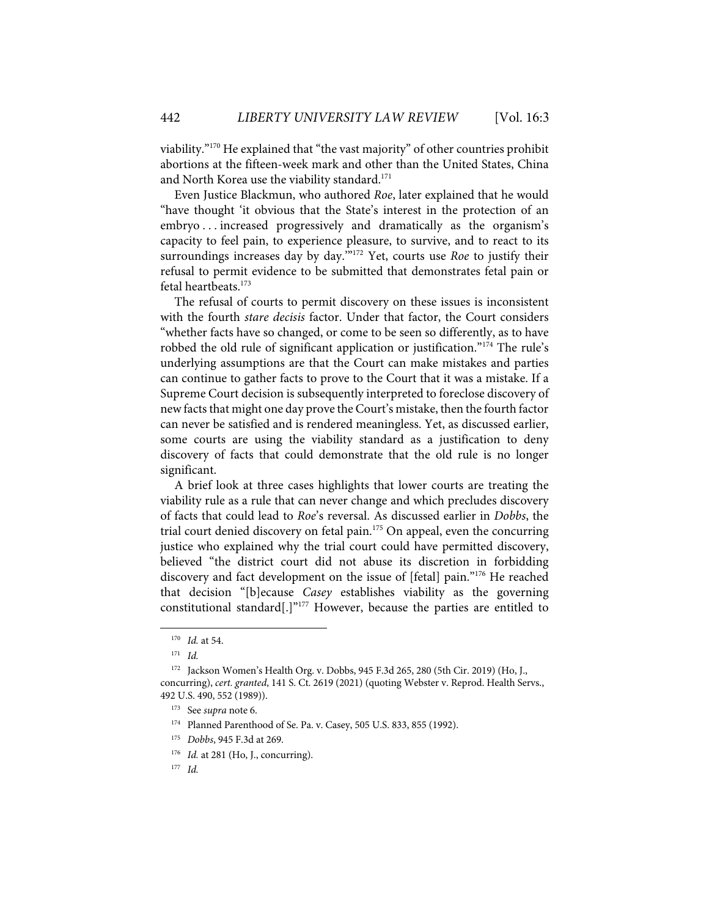viability."[170] He explained that "the vast majority" of other countries prohibit abortions at the fifteen-week mark and other than the United States, China and North Korea use the viability standard.[171]

Even Justice Blackmun, who authored *Roe*, later explained that he would "have thought 'it obvious that the State's interest in the protection of an embryo . . . increased progressively and dramatically as the organism's capacity to feel pain, to experience pleasure, to survive, and to react to its surroundings increases day by day.'"[172] Yet, courts use *Roe* to justify their refusal to permit evidence to be submitted that demonstrates fetal pain or fetal heartbeats.[173]

The refusal of courts to permit discovery on these issues is inconsistent with the fourth *stare decisis* factor. Under that factor, the Court considers "whether facts have so changed, or come to be seen so differently, as to have robbed the old rule of significant application or justification."[174] The rule's underlying assumptions are that the Court can make mistakes and parties can continue to gather facts to prove to the Court that it was a mistake. If a Supreme Court decision is subsequently interpreted to foreclose discovery of new facts that might one day prove the Court's mistake, then the fourth factor can never be satisfied and is rendered meaningless. Yet, as discussed earlier, some courts are using the viability standard as a justification to deny discovery of facts that could demonstrate that the old rule is no longer significant.

A brief look at three cases highlights that lower courts are treating the viability rule as a rule that can never change and which precludes discovery of facts that could lead to *Roe*'s reversal. As discussed earlier in *Dobbs*, the trial court denied discovery on fetal pain.[175] On appeal, even the concurring justice who explained why the trial court could have permitted discovery, believed "the district court did not abuse its discretion in forbidding discovery and fact development on the issue of [fetal] pain."[176] He reached that decision "[b]ecause *Casey* establishes viability as the governing constitutional standard[.]"[177] However, because the parties are entitled to

---

[170] *Id.* at 54.

[171] *Id.*

[172] Jackson Women's Health Org. v. Dobbs, 945 F.3d 265, 280 (5th Cir. 2019) (Ho, J., concurring), *cert. granted*, 141 S. Ct. 2619 (2021) (quoting Webster v. Reprod. Health Servs., 492 U.S. 490, 552 (1989)).

[173] See *supra* note 6.

[174] Planned Parenthood of Se. Pa. v. Casey, 505 U.S. 833, 855 (1992).

[175] *Dobbs*, 945 F.3d at 269.

[176] *Id.* at 281 (Ho, J., concurring).

[177] *Id.*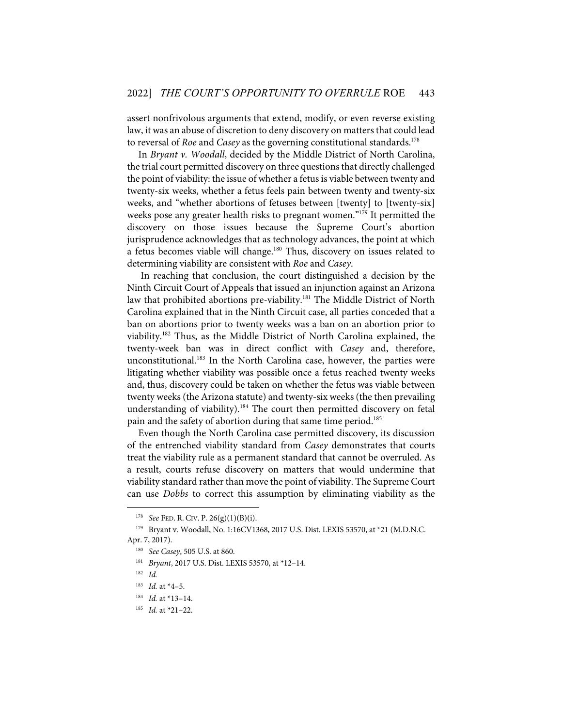assert nonfrivolous arguments that extend, modify, or even reverse existing law, it was an abuse of discretion to deny discovery on matters that could lead to reversal of *Roe* and *Casey* as the governing constitutional standards.[178]

In *Bryant v. Woodall*, decided by the Middle District of North Carolina, the trial court permitted discovery on three questions that directly challenged the point of viability: the issue of whether a fetus is viable between twenty and twenty-six weeks, whether a fetus feels pain between twenty and twenty-six weeks, and "whether abortions of fetuses between [twenty] to [twenty-six] weeks pose any greater health risks to pregnant women."[179] It permitted the discovery on those issues because the Supreme Court's abortion jurisprudence acknowledges that as technology advances, the point at which a fetus becomes viable will change.[180] Thus, discovery on issues related to determining viability are consistent with *Roe* and *Casey*.

In reaching that conclusion, the court distinguished a decision by the Ninth Circuit Court of Appeals that issued an injunction against an Arizona law that prohibited abortions pre-viability.[181] The Middle District of North Carolina explained that in the Ninth Circuit case, all parties conceded that a ban on abortions prior to twenty weeks was a ban on an abortion prior to viability.[182] Thus, as the Middle District of North Carolina explained, the twenty-week ban was in direct conflict with *Casey* and, therefore, unconstitutional.[183] In the North Carolina case, however, the parties were litigating whether viability was possible once a fetus reached twenty weeks and, thus, discovery could be taken on whether the fetus was viable between twenty weeks (the Arizona statute) and twenty-six weeks (the then prevailing understanding of viability).[184] The court then permitted discovery on fetal pain and the safety of abortion during that same time period.[185]

Even though the North Carolina case permitted discovery, its discussion of the entrenched viability standard from *Casey* demonstrates that courts treat the viability rule as a permanent standard that cannot be overruled. As a result, courts refuse discovery on matters that would undermine that viability standard rather than move the point of viability. The Supreme Court can use *Dobbs* to correct this assumption by eliminating viability as the

---

[178] *See* FED. R. CIV. P. 26(g)(1)(B)(i).

[179] Bryant v. Woodall, No. 1:16CV1368, 2017 U.S. Dist. LEXIS 53570, at \*21 (M.D.N.C. Apr. 7, 2017).

[180] *See Casey*, 505 U.S. at 860.

[181] *Bryant*, 2017 U.S. Dist. LEXIS 53570, at \*12–14.

[182] *Id.*

[183] *Id.* at \*4–5.

[184] *Id.* at \*13–14.

[185] *Id.* at \*21–22.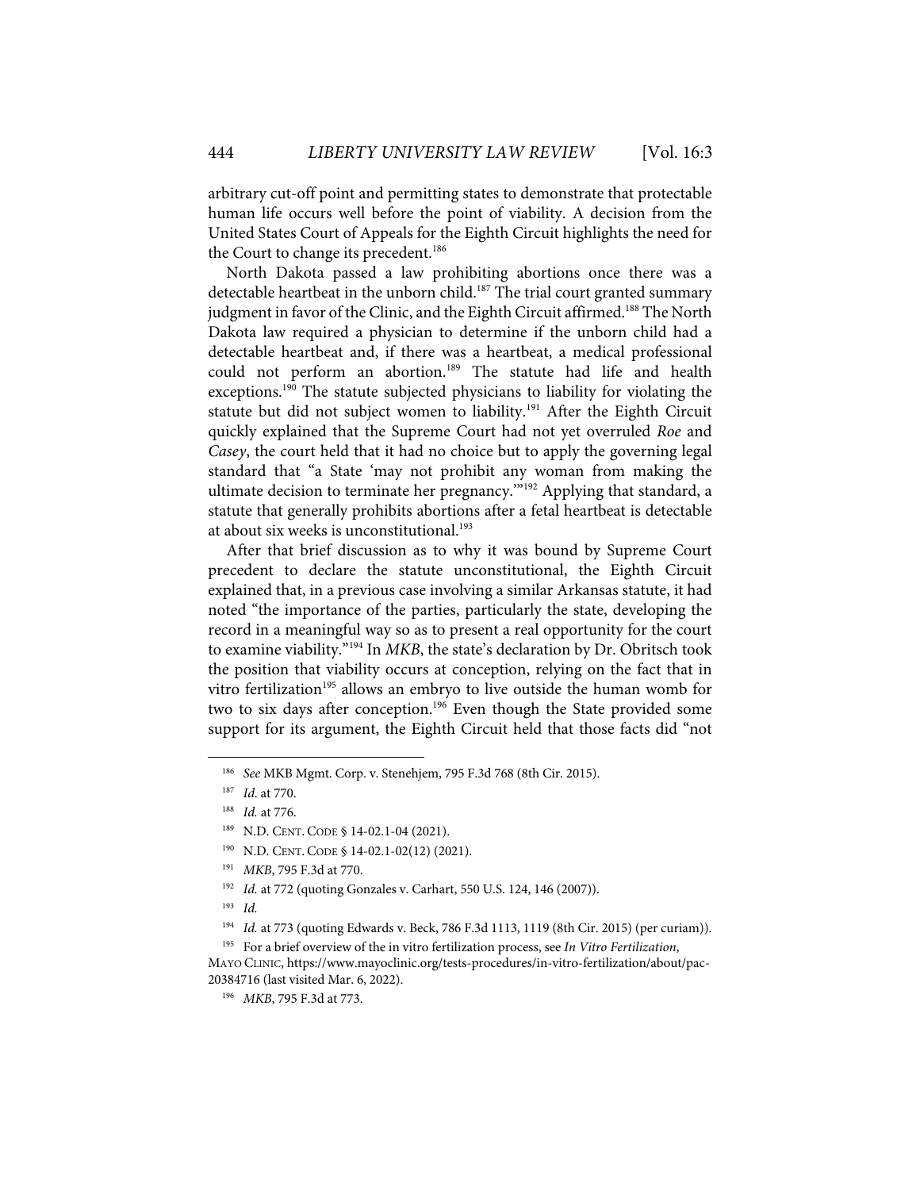arbitrary cut-off point and permitting states to demonstrate that protectable human life occurs well before the point of viability. A decision from the United States Court of Appeals for the Eighth Circuit highlights the need for the Court to change its precedent.[186]

North Dakota passed a law prohibiting abortions once there was a detectable heartbeat in the unborn child.[187] The trial court granted summary judgment in favor of the Clinic, and the Eighth Circuit affirmed.[188] The North Dakota law required a physician to determine if the unborn child had a detectable heartbeat and, if there was a heartbeat, a medical professional could not perform an abortion.[189] The statute had life and health exceptions.[190] The statute subjected physicians to liability for violating the statute but did not subject women to liability.[191] After the Eighth Circuit quickly explained that the Supreme Court had not yet overruled *Roe* and *Casey*, the court held that it had no choice but to apply the governing legal standard that "a State 'may not prohibit any woman from making the ultimate decision to terminate her pregnancy.'"[192] Applying that standard, a statute that generally prohibits abortions after a fetal heartbeat is detectable at about six weeks is unconstitutional.[193]

After that brief discussion as to why it was bound by Supreme Court precedent to declare the statute unconstitutional, the Eighth Circuit explained that, in a previous case involving a similar Arkansas statute, it had noted "the importance of the parties, particularly the state, developing the record in a meaningful way so as to present a real opportunity for the court to examine viability."[194] In *MKB*, the state's declaration by Dr. Obritsch took the position that viability occurs at conception, relying on the fact that in vitro fertilization[195] allows an embryo to live outside the human womb for two to six days after conception.[196] Even though the State provided some support for its argument, the Eighth Circuit held that those facts did "not

---

[186] *See* MKB Mgmt. Corp. v. Stenehjem, 795 F.3d 768 (8th Cir. 2015).

[187] *Id.* at 770.

[188] *Id.* at 776.

[189] N.D. CENT. CODE § 14-02.1-04 (2021).

[190] N.D. CENT. CODE § 14-02.1-02(12) (2021).

[191] *MKB*, 795 F.3d at 770.

[192] *Id.* at 772 (quoting Gonzales v. Carhart, 550 U.S. 124, 146 (2007)).

[193] *Id.*

[194] *Id.* at 773 (quoting Edwards v. Beck, 786 F.3d 1113, 1119 (8th Cir. 2015) (per curiam)).

[195] For a brief overview of the in vitro fertilization process, see *In Vitro Fertilization*, MAYO CLINIC, https://www.mayoclinic.org/tests-procedures/in-vitro-fertilization/about/pac-20384716 (last visited Mar. 6, 2022).

[196] *MKB*, 795 F.3d at 773.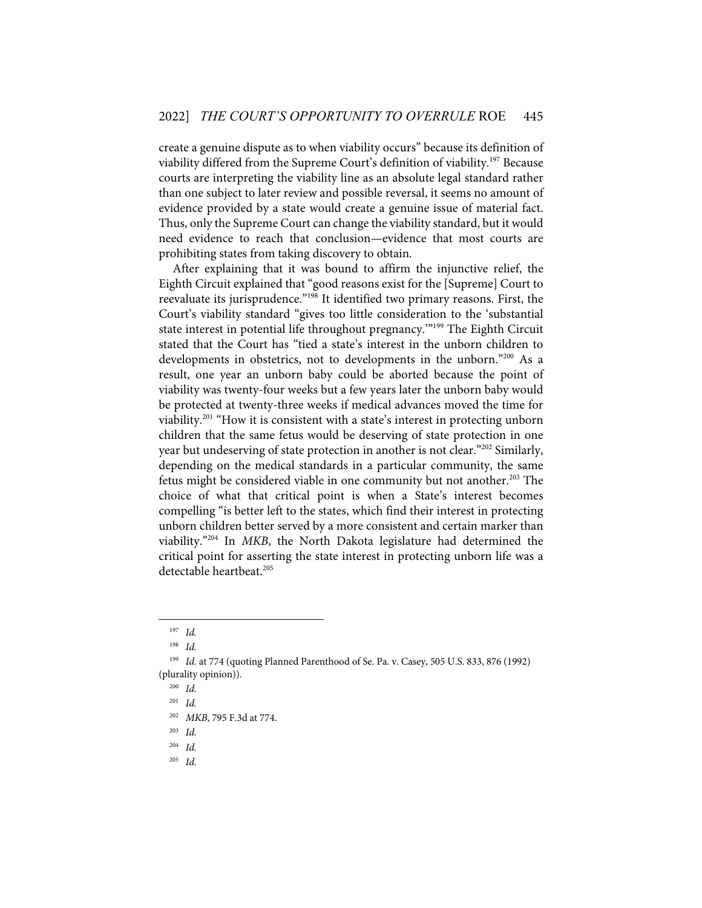create a genuine dispute as to when viability occurs" because its definition of viability differed from the Supreme Court's definition of viability.[197] Because courts are interpreting the viability line as an absolute legal standard rather than one subject to later review and possible reversal, it seems no amount of evidence provided by a state would create a genuine issue of material fact. Thus, only the Supreme Court can change the viability standard, but it would need evidence to reach that conclusion—evidence that most courts are prohibiting states from taking discovery to obtain.

After explaining that it was bound to affirm the injunctive relief, the Eighth Circuit explained that "good reasons exist for the [Supreme] Court to reevaluate its jurisprudence."[198] It identified two primary reasons. First, the Court's viability standard "gives too little consideration to the 'substantial state interest in potential life throughout pregnancy.'"[199] The Eighth Circuit stated that the Court has "tied a state's interest in the unborn children to developments in obstetrics, not to developments in the unborn."[200] As a result, one year an unborn baby could be aborted because the point of viability was twenty-four weeks but a few years later the unborn baby would be protected at twenty-three weeks if medical advances moved the time for viability.[201] "How it is consistent with a state's interest in protecting unborn children that the same fetus would be deserving of state protection in one year but undeserving of state protection in another is not clear."[202] Similarly, depending on the medical standards in a particular community, the same fetus might be considered viable in one community but not another.[203] The choice of what that critical point is when a State's interest becomes compelling "is better left to the states, which find their interest in protecting unborn children better served by a more consistent and certain marker than viability."[204] In *MKB*, the North Dakota legislature had determined the critical point for asserting the state interest in protecting unborn life was a detectable heartbeat.[205]

---

[197] *Id.*

[198] *Id.*

[199] *Id.* at 774 (quoting Planned Parenthood of Se. Pa. v. Casey, 505 U.S. 833, 876 (1992) (plurality opinion)).

[200] *Id.*

[201] *Id.*

[202] *MKB*, 795 F.3d at 774.

[203] *Id.*

[204] *Id.*

[205] *Id.*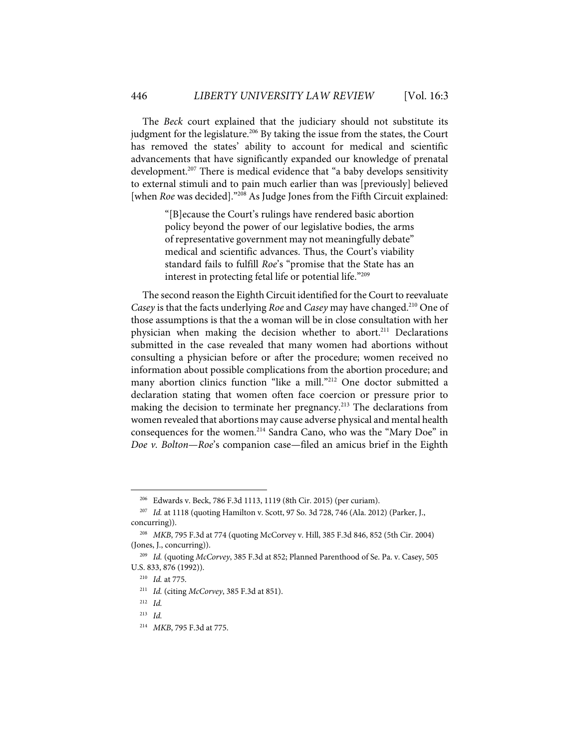The *Beck* court explained that the judiciary should not substitute its judgment for the legislature.[206] By taking the issue from the states, the Court has removed the states' ability to account for medical and scientific advancements that have significantly expanded our knowledge of prenatal development.[207] There is medical evidence that "a baby develops sensitivity to external stimuli and to pain much earlier than was [previously] believed [when *Roe* was decided]."[208] As Judge Jones from the Fifth Circuit explained:

> "[B]ecause the Court's rulings have rendered basic abortion policy beyond the power of our legislative bodies, the arms of representative government may not meaningfully debate" medical and scientific advances. Thus, the Court's viability standard fails to fulfill *Roe*'s "promise that the State has an interest in protecting fetal life or potential life."[209]

The second reason the Eighth Circuit identified for the Court to reevaluate *Casey* is that the facts underlying *Roe* and *Casey* may have changed.[210] One of those assumptions is that the a woman will be in close consultation with her physician when making the decision whether to abort.[211] Declarations submitted in the case revealed that many women had abortions without consulting a physician before or after the procedure; women received no information about possible complications from the abortion procedure; and many abortion clinics function "like a mill."[212] One doctor submitted a declaration stating that women often face coercion or pressure prior to making the decision to terminate her pregnancy.[213] The declarations from women revealed that abortions may cause adverse physical and mental health consequences for the women.[214] Sandra Cano, who was the "Mary Doe" in *Doe v. Bolton*—*Roe*'s companion case—filed an amicus brief in the Eighth

---

[206] Edwards v. Beck, 786 F.3d 1113, 1119 (8th Cir. 2015) (per curiam).

[207] *Id.* at 1118 (quoting Hamilton v. Scott, 97 So. 3d 728, 746 (Ala. 2012) (Parker, J., concurring)).

[208] *MKB*, 795 F.3d at 774 (quoting McCorvey v. Hill, 385 F.3d 846, 852 (5th Cir. 2004) (Jones, J., concurring)).

[209] *Id.* (quoting *McCorvey*, 385 F.3d at 852; Planned Parenthood of Se. Pa. v. Casey, 505 U.S. 833, 876 (1992)).

[210] *Id.* at 775.

[211] *Id.* (citing *McCorvey*, 385 F.3d at 851).

[212] *Id.*

[213] *Id.*

[214] *MKB*, 795 F.3d at 775.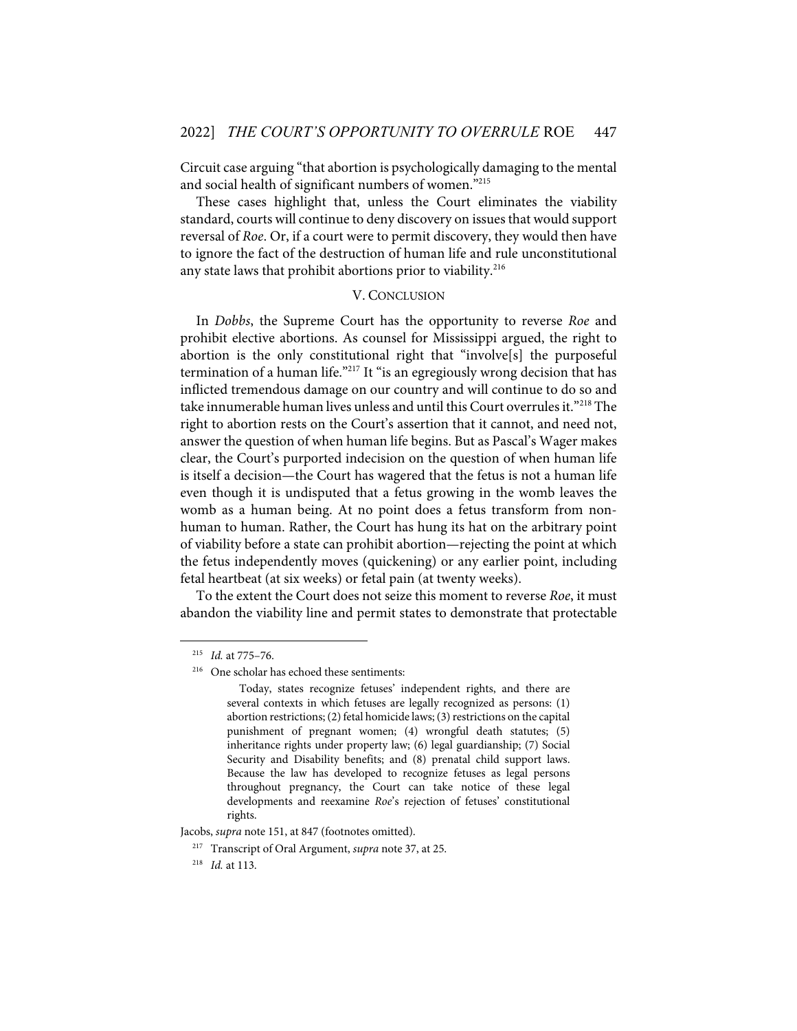Circuit case arguing "that abortion is psychologically damaging to the mental and social health of significant numbers of women."[215]

These cases highlight that, unless the Court eliminates the viability standard, courts will continue to deny discovery on issues that would support reversal of *Roe*. Or, if a court were to permit discovery, they would then have to ignore the fact of the destruction of human life and rule unconstitutional any state laws that prohibit abortions prior to viability.[216]

## V. CONCLUSION

In *Dobbs*, the Supreme Court has the opportunity to reverse *Roe* and prohibit elective abortions. As counsel for Mississippi argued, the right to abortion is the only constitutional right that "involve[s] the purposeful termination of a human life."[217] It "is an egregiously wrong decision that has inflicted tremendous damage on our country and will continue to do so and take innumerable human lives unless and until this Court overrules it."[218] The right to abortion rests on the Court's assertion that it cannot, and need not, answer the question of when human life begins. But as Pascal's Wager makes clear, the Court's purported indecision on the question of when human life is itself a decision—the Court has wagered that the fetus is not a human life even though it is undisputed that a fetus growing in the womb leaves the womb as a human being. At no point does a fetus transform from non-human to human. Rather, the Court has hung its hat on the arbitrary point of viability before a state can prohibit abortion—rejecting the point at which the fetus independently moves (quickening) or any earlier point, including fetal heartbeat (at six weeks) or fetal pain (at twenty weeks).

To the extent the Court does not seize this moment to reverse *Roe*, it must abandon the viability line and permit states to demonstrate that protectable

---

[215] *Id.* at 775–76.

[216] One scholar has echoed these sentiments:

> Today, states recognize fetuses' independent rights, and there are several contexts in which fetuses are legally recognized as persons: (1) abortion restrictions; (2) fetal homicide laws; (3) restrictions on the capital punishment of pregnant women; (4) wrongful death statutes; (5) inheritance rights under property law; (6) legal guardianship; (7) Social Security and Disability benefits; and (8) prenatal child support laws. Because the law has developed to recognize fetuses as legal persons throughout pregnancy, the Court can take notice of these legal developments and reexamine *Roe*'s rejection of fetuses' constitutional rights.

Jacobs, *supra* note 151, at 847 (footnotes omitted).

[217] Transcript of Oral Argument, *supra* note 37, at 25.

[218] *Id.* at 113.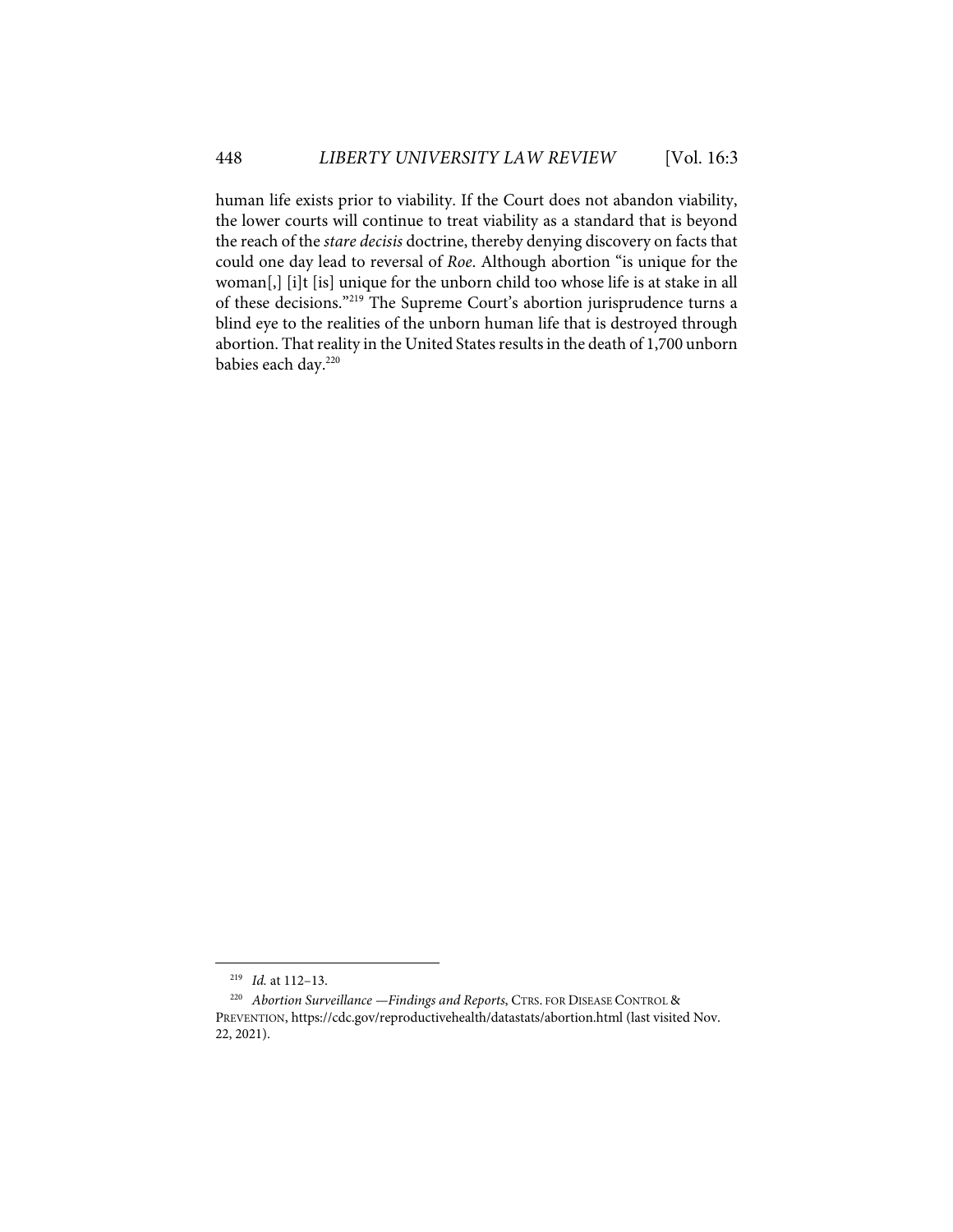human life exists prior to viability. If the Court does not abandon viability, the lower courts will continue to treat viability as a standard that is beyond the reach of the *stare decisis* doctrine, thereby denying discovery on facts that could one day lead to reversal of *Roe*. Although abortion "is unique for the woman[,] [i]t [is] unique for the unborn child too whose life is at stake in all of these decisions."[219] The Supreme Court's abortion jurisprudence turns a blind eye to the realities of the unborn human life that is destroyed through abortion. That reality in the United States results in the death of 1,700 unborn babies each day.[220]

---

[219] *Id.* at 112–13.

[220] *Abortion Surveillance —Findings and Reports*, CTRS. FOR DISEASE CONTROL & PREVENTION, https://cdc.gov/reproductivehealth/datastats/abortion.html (last visited Nov. 22, 2021).